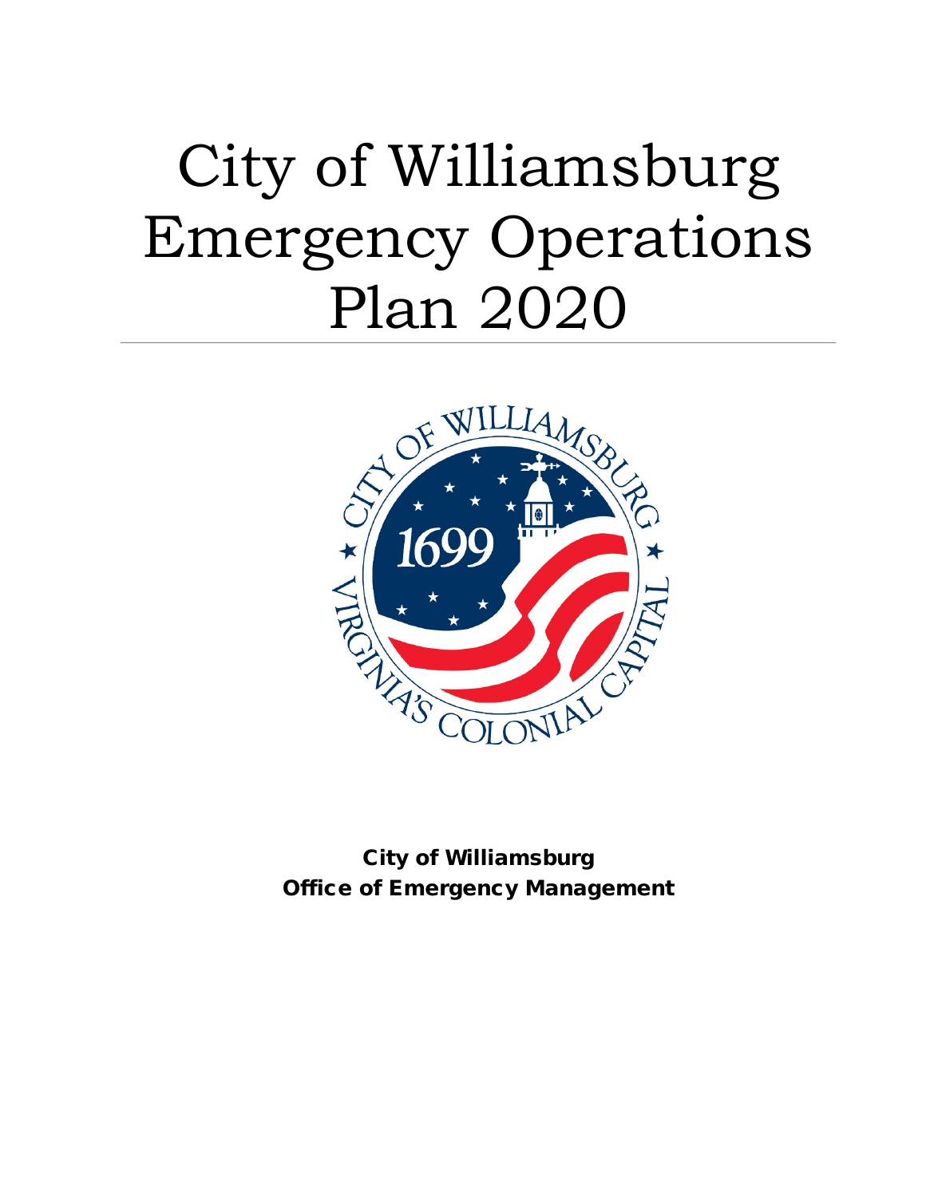# City of Williamsburg Emergency Operations Plan 2020

**City of Williamsburg**
**Office of Emergency Management**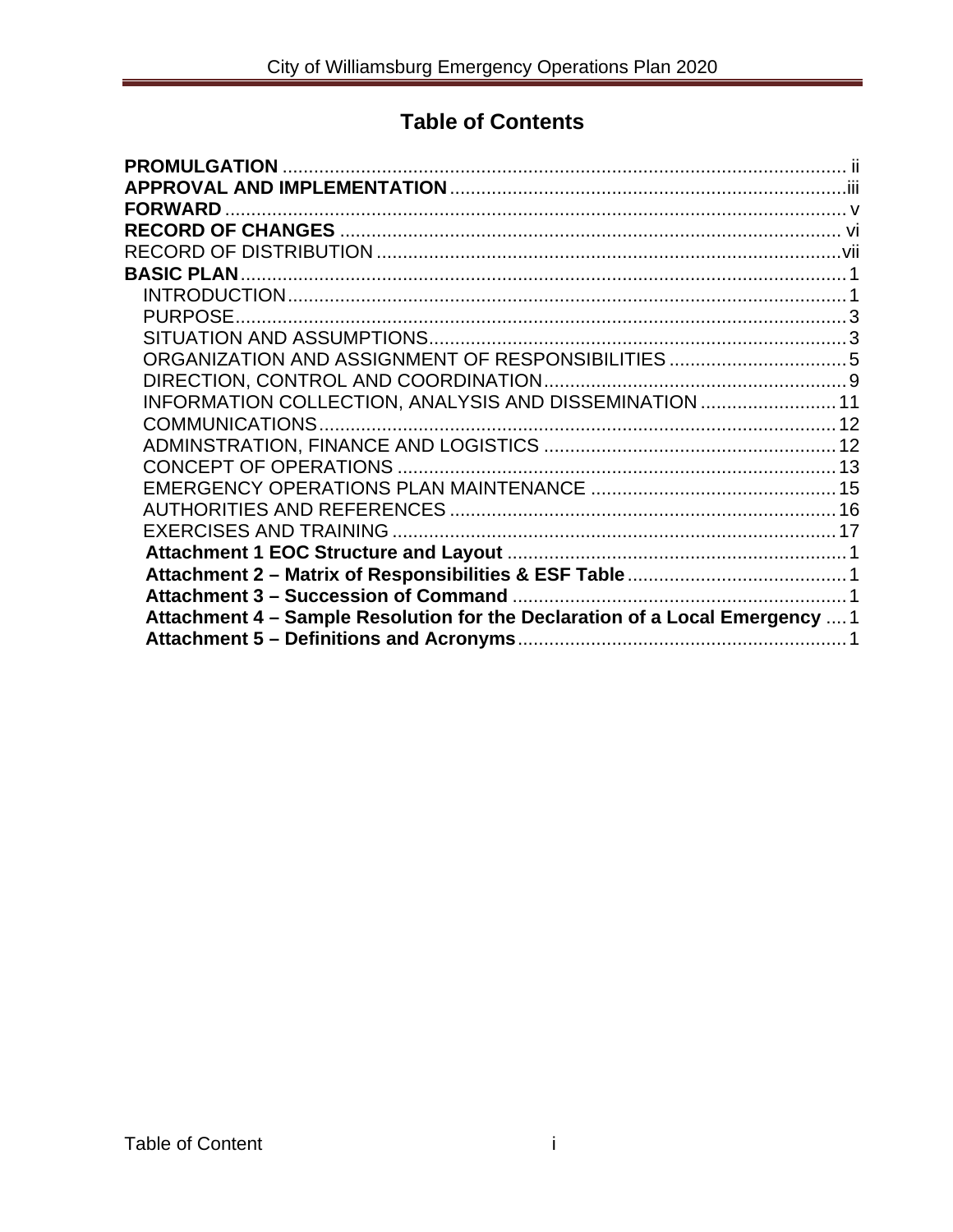# Table of Contents

**PROMULGATION** ii
**APPROVAL AND IMPLEMENTATION** iii
**FORWARD** v
**RECORD OF CHANGES** vi
RECORD OF DISTRIBUTION vii
**BASIC PLAN** 1
- INTRODUCTION 1
- PURPOSE 3
- SITUATION AND ASSUMPTIONS 3
- ORGANIZATION AND ASSIGNMENT OF RESPONSIBILITIES 5
- DIRECTION, CONTROL AND COORDINATION 9
- INFORMATION COLLECTION, ANALYSIS AND DISSEMINATION 11
- COMMUNICATIONS 12
- ADMINSTRATION, FINANCE AND LOGISTICS 12
- CONCEPT OF OPERATIONS 13
- EMERGENCY OPERATIONS PLAN MAINTENANCE 15
- AUTHORITIES AND REFERENCES 16
- EXERCISES AND TRAINING 17
- **Attachment 1 EOC Structure and Layout** 1
- **Attachment 2 – Matrix of Responsibilities & ESF Table** 1
- **Attachment 3 – Succession of Command** 1
- **Attachment 4 – Sample Resolution for the Declaration of a Local Emergency** 1
- **Attachment 5 – Definitions and Acronyms** 1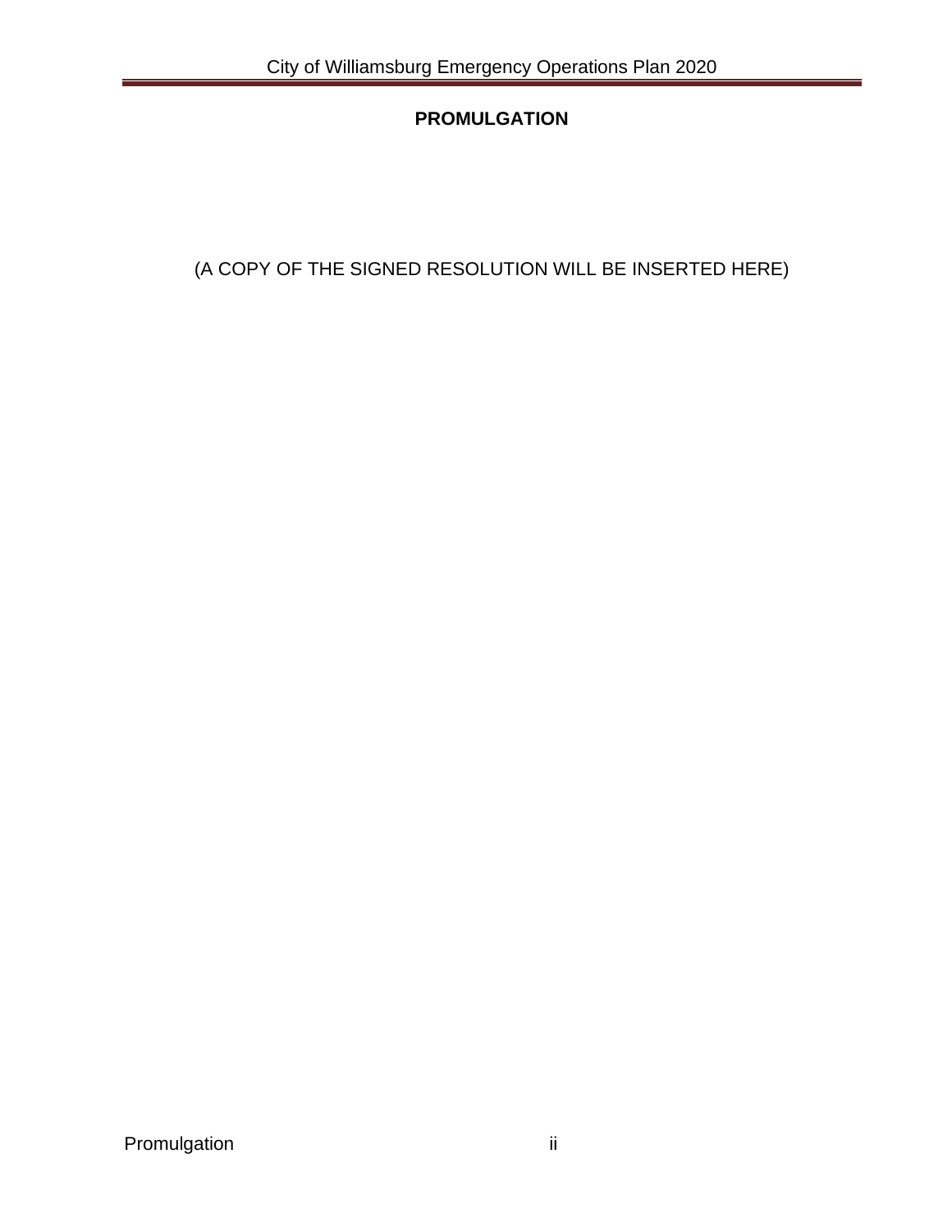**PROMULGATION**

(A COPY OF THE SIGNED RESOLUTION WILL BE INSERTED HERE)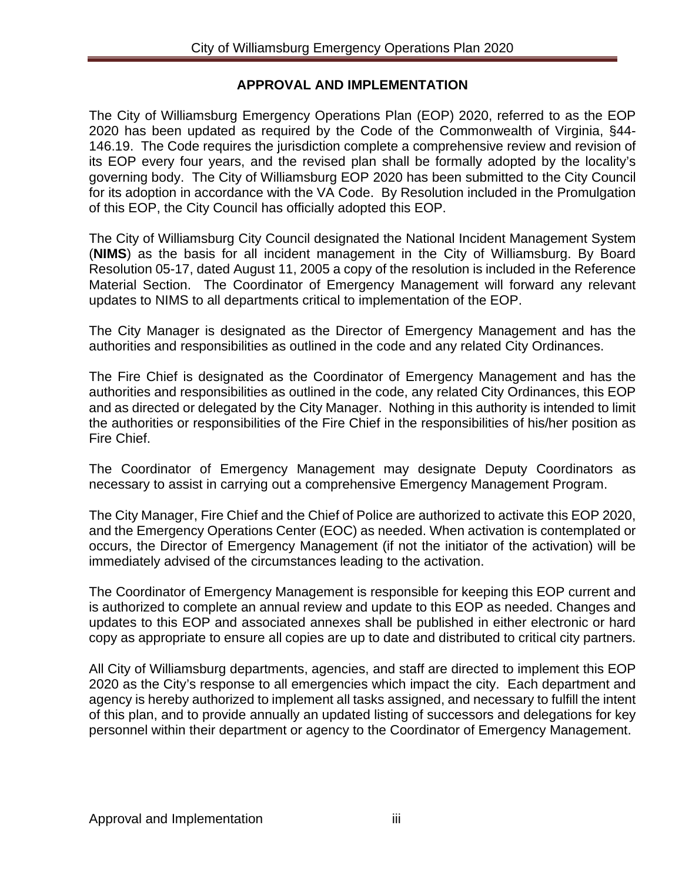## APPROVAL AND IMPLEMENTATION

The City of Williamsburg Emergency Operations Plan (EOP) 2020, referred to as the EOP 2020 has been updated as required by the Code of the Commonwealth of Virginia, §44-146.19. The Code requires the jurisdiction complete a comprehensive review and revision of its EOP every four years, and the revised plan shall be formally adopted by the locality's governing body. The City of Williamsburg EOP 2020 has been submitted to the City Council for its adoption in accordance with the VA Code. By Resolution included in the Promulgation of this EOP, the City Council has officially adopted this EOP.

The City of Williamsburg City Council designated the National Incident Management System (**NIMS**) as the basis for all incident management in the City of Williamsburg. By Board Resolution 05-17, dated August 11, 2005 a copy of the resolution is included in the Reference Material Section. The Coordinator of Emergency Management will forward any relevant updates to NIMS to all departments critical to implementation of the EOP.

The City Manager is designated as the Director of Emergency Management and has the authorities and responsibilities as outlined in the code and any related City Ordinances.

The Fire Chief is designated as the Coordinator of Emergency Management and has the authorities and responsibilities as outlined in the code, any related City Ordinances, this EOP and as directed or delegated by the City Manager. Nothing in this authority is intended to limit the authorities or responsibilities of the Fire Chief in the responsibilities of his/her position as Fire Chief.

The Coordinator of Emergency Management may designate Deputy Coordinators as necessary to assist in carrying out a comprehensive Emergency Management Program.

The City Manager, Fire Chief and the Chief of Police are authorized to activate this EOP 2020, and the Emergency Operations Center (EOC) as needed. When activation is contemplated or occurs, the Director of Emergency Management (if not the initiator of the activation) will be immediately advised of the circumstances leading to the activation.

The Coordinator of Emergency Management is responsible for keeping this EOP current and is authorized to complete an annual review and update to this EOP as needed. Changes and updates to this EOP and associated annexes shall be published in either electronic or hard copy as appropriate to ensure all copies are up to date and distributed to critical city partners.

All City of Williamsburg departments, agencies, and staff are directed to implement this EOP 2020 as the City's response to all emergencies which impact the city. Each department and agency is hereby authorized to implement all tasks assigned, and necessary to fulfill the intent of this plan, and to provide annually an updated listing of successors and delegations for key personnel within their department or agency to the Coordinator of Emergency Management.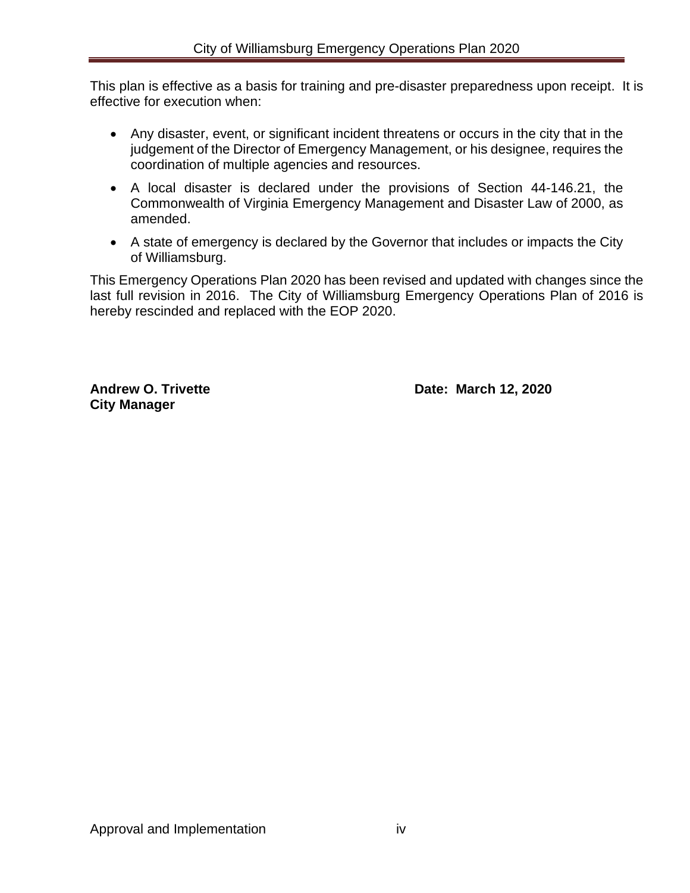This plan is effective as a basis for training and pre-disaster preparedness upon receipt. It is effective for execution when:

- Any disaster, event, or significant incident threatens or occurs in the city that in the judgement of the Director of Emergency Management, or his designee, requires the coordination of multiple agencies and resources.
- A local disaster is declared under the provisions of Section 44-146.21, the Commonwealth of Virginia Emergency Management and Disaster Law of 2000, as amended.
- A state of emergency is declared by the Governor that includes or impacts the City of Williamsburg.

This Emergency Operations Plan 2020 has been revised and updated with changes since the last full revision in 2016. The City of Williamsburg Emergency Operations Plan of 2016 is hereby rescinded and replaced with the EOP 2020.

**Andrew O. Trivette**
**City Manager**

**Date: March 12, 2020**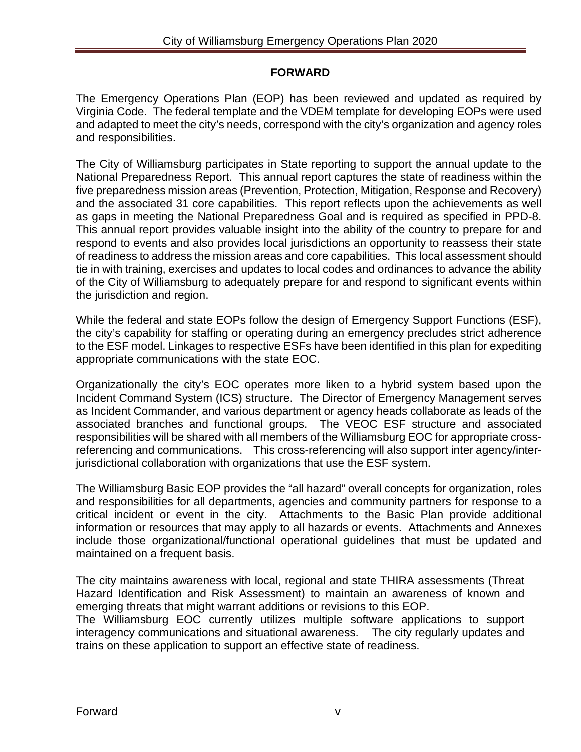## FORWARD

The Emergency Operations Plan (EOP) has been reviewed and updated as required by Virginia Code. The federal template and the VDEM template for developing EOPs were used and adapted to meet the city's needs, correspond with the city's organization and agency roles and responsibilities.

The City of Williamsburg participates in State reporting to support the annual update to the National Preparedness Report. This annual report captures the state of readiness within the five preparedness mission areas (Prevention, Protection, Mitigation, Response and Recovery) and the associated 31 core capabilities. This report reflects upon the achievements as well as gaps in meeting the National Preparedness Goal and is required as specified in PPD-8. This annual report provides valuable insight into the ability of the country to prepare for and respond to events and also provides local jurisdictions an opportunity to reassess their state of readiness to address the mission areas and core capabilities. This local assessment should tie in with training, exercises and updates to local codes and ordinances to advance the ability of the City of Williamsburg to adequately prepare for and respond to significant events within the jurisdiction and region.

While the federal and state EOPs follow the design of Emergency Support Functions (ESF), the city's capability for staffing or operating during an emergency precludes strict adherence to the ESF model. Linkages to respective ESFs have been identified in this plan for expediting appropriate communications with the state EOC.

Organizationally the city's EOC operates more liken to a hybrid system based upon the Incident Command System (ICS) structure. The Director of Emergency Management serves as Incident Commander, and various department or agency heads collaborate as leads of the associated branches and functional groups. The VEOC ESF structure and associated responsibilities will be shared with all members of the Williamsburg EOC for appropriate cross-referencing and communications. This cross-referencing will also support inter agency/inter-jurisdictional collaboration with organizations that use the ESF system.

The Williamsburg Basic EOP provides the "all hazard" overall concepts for organization, roles and responsibilities for all departments, agencies and community partners for response to a critical incident or event in the city. Attachments to the Basic Plan provide additional information or resources that may apply to all hazards or events. Attachments and Annexes include those organizational/functional operational guidelines that must be updated and maintained on a frequent basis.

The city maintains awareness with local, regional and state THIRA assessments (Threat Hazard Identification and Risk Assessment) to maintain an awareness of known and emerging threats that might warrant additions or revisions to this EOP.

The Williamsburg EOC currently utilizes multiple software applications to support interagency communications and situational awareness. The city regularly updates and trains on these application to support an effective state of readiness.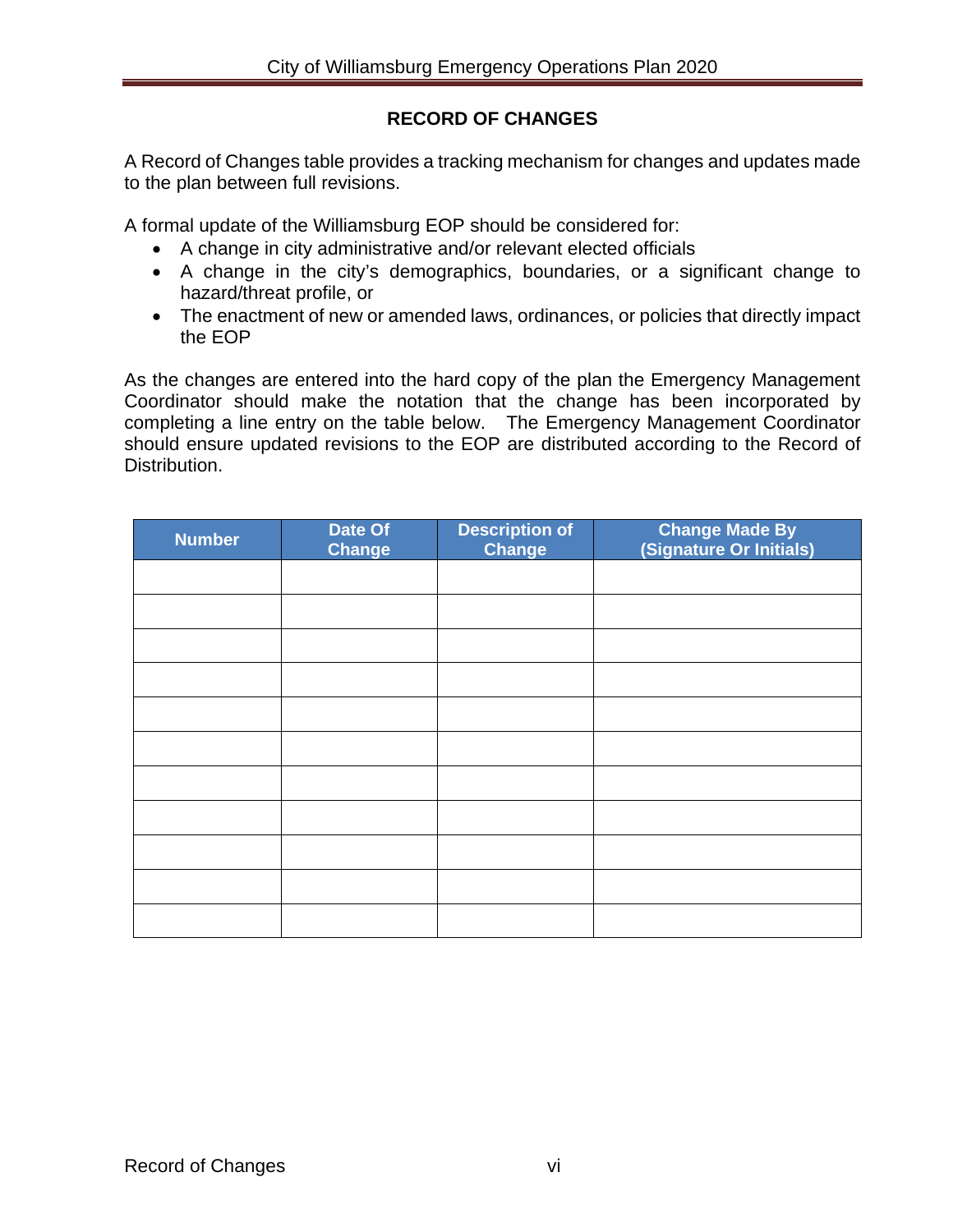## RECORD OF CHANGES

A Record of Changes table provides a tracking mechanism for changes and updates made to the plan between full revisions.

A formal update of the Williamsburg EOP should be considered for:

- A change in city administrative and/or relevant elected officials
- A change in the city's demographics, boundaries, or a significant change to hazard/threat profile, or
- The enactment of new or amended laws, ordinances, or policies that directly impact the EOP

As the changes are entered into the hard copy of the plan the Emergency Management Coordinator should make the notation that the change has been incorporated by completing a line entry on the table below. The Emergency Management Coordinator should ensure updated revisions to the EOP are distributed according to the Record of Distribution.

| Number | Date Of Change | Description of Change | Change Made By (Signature Or Initials) |
|---|---|---|---|
| | | | |
| | | | |
| | | | |
| | | | |
| | | | |
| | | | |
| | | | |
| | | | |
| | | | |
| | | | |
| | | | |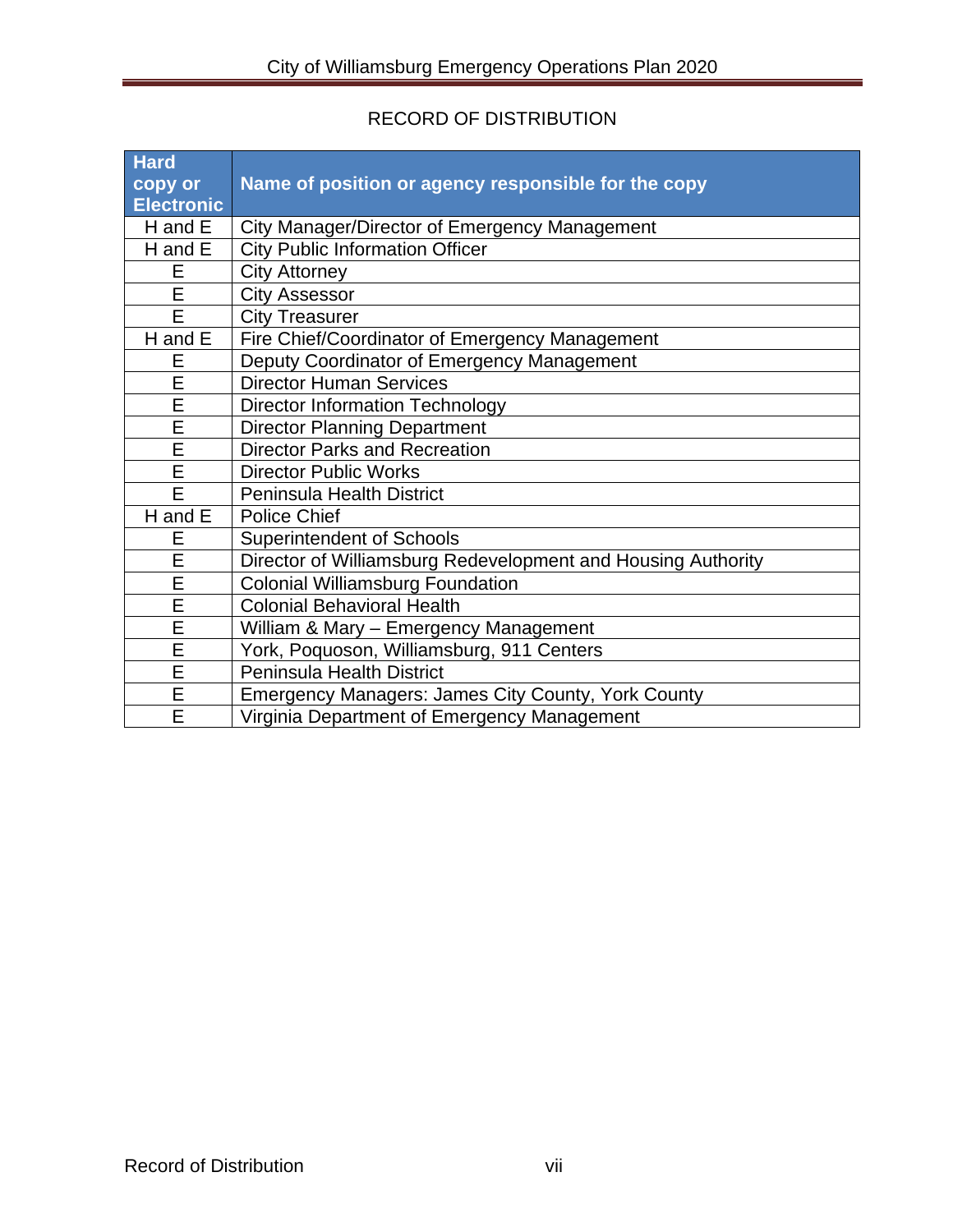# RECORD OF DISTRIBUTION

| Hard copy or Electronic | Name of position or agency responsible for the copy |
|---|---|
| H and E | City Manager/Director of Emergency Management |
| H and E | City Public Information Officer |
| E | City Attorney |
| E | City Assessor |
| E | City Treasurer |
| H and E | Fire Chief/Coordinator of Emergency Management |
| E | Deputy Coordinator of Emergency Management |
| E | Director Human Services |
| E | Director Information Technology |
| E | Director Planning Department |
| E | Director Parks and Recreation |
| E | Director Public Works |
| E | Peninsula Health District |
| H and E | Police Chief |
| E | Superintendent of Schools |
| E | Director of Williamsburg Redevelopment and Housing Authority |
| E | Colonial Williamsburg Foundation |
| E | Colonial Behavioral Health |
| E | William & Mary – Emergency Management |
| E | York, Poquoson, Williamsburg, 911 Centers |
| E | Peninsula Health District |
| E | Emergency Managers: James City County, York County |
| E | Virginia Department of Emergency Management |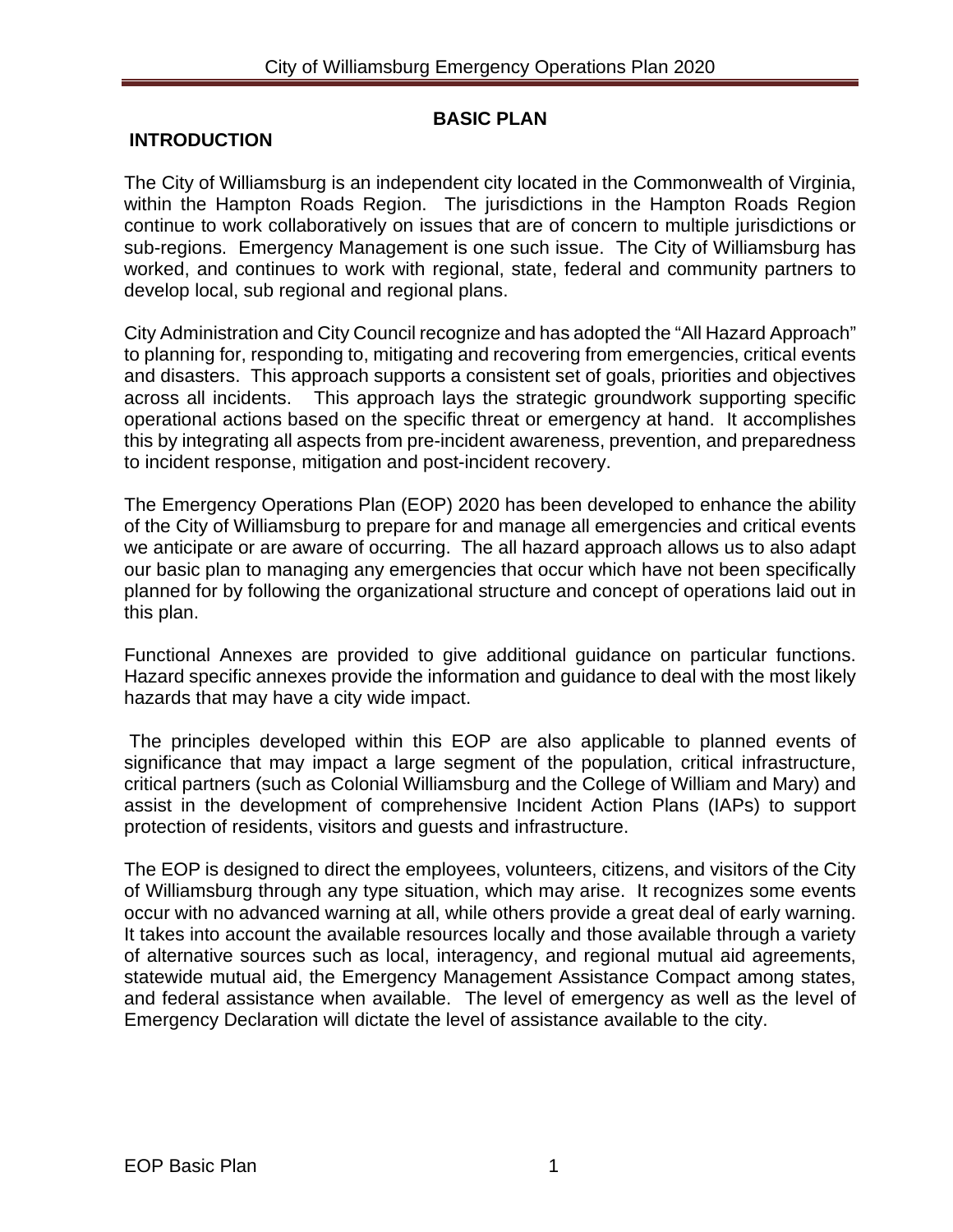# BASIC PLAN

## INTRODUCTION

The City of Williamsburg is an independent city located in the Commonwealth of Virginia, within the Hampton Roads Region. The jurisdictions in the Hampton Roads Region continue to work collaboratively on issues that are of concern to multiple jurisdictions or sub-regions. Emergency Management is one such issue. The City of Williamsburg has worked, and continues to work with regional, state, federal and community partners to develop local, sub regional and regional plans.

City Administration and City Council recognize and has adopted the "All Hazard Approach" to planning for, responding to, mitigating and recovering from emergencies, critical events and disasters. This approach supports a consistent set of goals, priorities and objectives across all incidents. This approach lays the strategic groundwork supporting specific operational actions based on the specific threat or emergency at hand. It accomplishes this by integrating all aspects from pre-incident awareness, prevention, and preparedness to incident response, mitigation and post-incident recovery.

The Emergency Operations Plan (EOP) 2020 has been developed to enhance the ability of the City of Williamsburg to prepare for and manage all emergencies and critical events we anticipate or are aware of occurring. The all hazard approach allows us to also adapt our basic plan to managing any emergencies that occur which have not been specifically planned for by following the organizational structure and concept of operations laid out in this plan.

Functional Annexes are provided to give additional guidance on particular functions. Hazard specific annexes provide the information and guidance to deal with the most likely hazards that may have a city wide impact.

The principles developed within this EOP are also applicable to planned events of significance that may impact a large segment of the population, critical infrastructure, critical partners (such as Colonial Williamsburg and the College of William and Mary) and assist in the development of comprehensive Incident Action Plans (IAPs) to support protection of residents, visitors and guests and infrastructure.

The EOP is designed to direct the employees, volunteers, citizens, and visitors of the City of Williamsburg through any type situation, which may arise. It recognizes some events occur with no advanced warning at all, while others provide a great deal of early warning. It takes into account the available resources locally and those available through a variety of alternative sources such as local, interagency, and regional mutual aid agreements, statewide mutual aid, the Emergency Management Assistance Compact among states, and federal assistance when available. The level of emergency as well as the level of Emergency Declaration will dictate the level of assistance available to the city.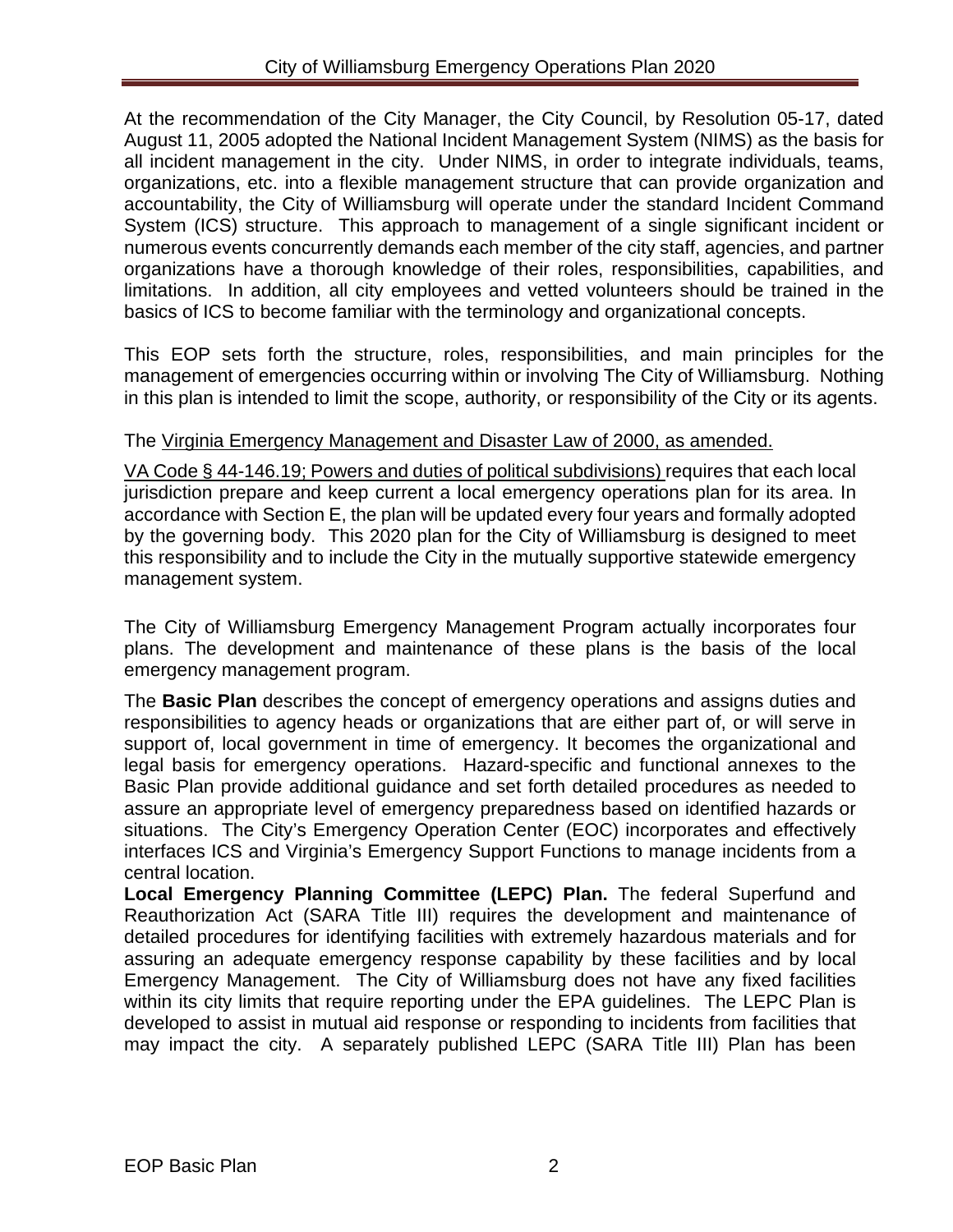At the recommendation of the City Manager, the City Council, by Resolution 05-17, dated August 11, 2005 adopted the National Incident Management System (NIMS) as the basis for all incident management in the city. Under NIMS, in order to integrate individuals, teams, organizations, etc. into a flexible management structure that can provide organization and accountability, the City of Williamsburg will operate under the standard Incident Command System (ICS) structure. This approach to management of a single significant incident or numerous events concurrently demands each member of the city staff, agencies, and partner organizations have a thorough knowledge of their roles, responsibilities, capabilities, and limitations. In addition, all city employees and vetted volunteers should be trained in the basics of ICS to become familiar with the terminology and organizational concepts.

This EOP sets forth the structure, roles, responsibilities, and main principles for the management of emergencies occurring within or involving The City of Williamsburg. Nothing in this plan is intended to limit the scope, authority, or responsibility of the City or its agents.

The Virginia Emergency Management and Disaster Law of 2000, as amended.

VA Code § 44-146.19; Powers and duties of political subdivisions) requires that each local jurisdiction prepare and keep current a local emergency operations plan for its area. In accordance with Section E, the plan will be updated every four years and formally adopted by the governing body. This 2020 plan for the City of Williamsburg is designed to meet this responsibility and to include the City in the mutually supportive statewide emergency management system.

The City of Williamsburg Emergency Management Program actually incorporates four plans. The development and maintenance of these plans is the basis of the local emergency management program.

The **Basic Plan** describes the concept of emergency operations and assigns duties and responsibilities to agency heads or organizations that are either part of, or will serve in support of, local government in time of emergency. It becomes the organizational and legal basis for emergency operations. Hazard-specific and functional annexes to the Basic Plan provide additional guidance and set forth detailed procedures as needed to assure an appropriate level of emergency preparedness based on identified hazards or situations. The City's Emergency Operation Center (EOC) incorporates and effectively interfaces ICS and Virginia's Emergency Support Functions to manage incidents from a central location.

**Local Emergency Planning Committee (LEPC) Plan.** The federal Superfund and Reauthorization Act (SARA Title III) requires the development and maintenance of detailed procedures for identifying facilities with extremely hazardous materials and for assuring an adequate emergency response capability by these facilities and by local Emergency Management. The City of Williamsburg does not have any fixed facilities within its city limits that require reporting under the EPA guidelines. The LEPC Plan is developed to assist in mutual aid response or responding to incidents from facilities that may impact the city. A separately published LEPC (SARA Title III) Plan has been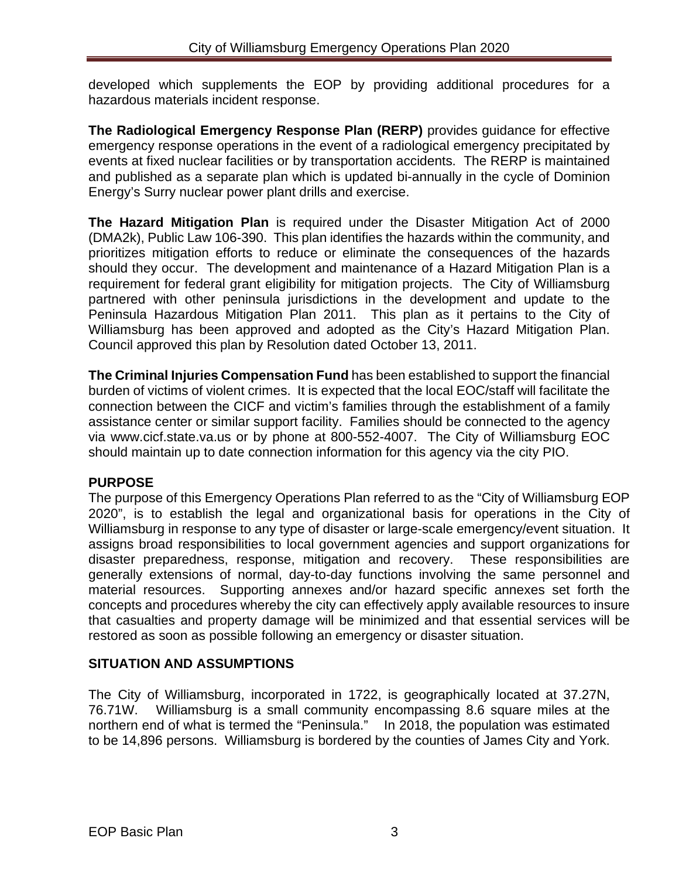developed which supplements the EOP by providing additional procedures for a hazardous materials incident response.

**The Radiological Emergency Response Plan (RERP)** provides guidance for effective emergency response operations in the event of a radiological emergency precipitated by events at fixed nuclear facilities or by transportation accidents. The RERP is maintained and published as a separate plan which is updated bi-annually in the cycle of Dominion Energy's Surry nuclear power plant drills and exercise.

**The Hazard Mitigation Plan** is required under the Disaster Mitigation Act of 2000 (DMA2k), Public Law 106-390. This plan identifies the hazards within the community, and prioritizes mitigation efforts to reduce or eliminate the consequences of the hazards should they occur. The development and maintenance of a Hazard Mitigation Plan is a requirement for federal grant eligibility for mitigation projects. The City of Williamsburg partnered with other peninsula jurisdictions in the development and update to the Peninsula Hazardous Mitigation Plan 2011. This plan as it pertains to the City of Williamsburg has been approved and adopted as the City's Hazard Mitigation Plan. Council approved this plan by Resolution dated October 13, 2011.

**The Criminal Injuries Compensation Fund** has been established to support the financial burden of victims of violent crimes. It is expected that the local EOC/staff will facilitate the connection between the CICF and victim's families through the establishment of a family assistance center or similar support facility. Families should be connected to the agency via www.cicf.state.va.us or by phone at 800-552-4007. The City of Williamsburg EOC should maintain up to date connection information for this agency via the city PIO.

## PURPOSE

The purpose of this Emergency Operations Plan referred to as the "City of Williamsburg EOP 2020", is to establish the legal and organizational basis for operations in the City of Williamsburg in response to any type of disaster or large-scale emergency/event situation. It assigns broad responsibilities to local government agencies and support organizations for disaster preparedness, response, mitigation and recovery. These responsibilities are generally extensions of normal, day-to-day functions involving the same personnel and material resources. Supporting annexes and/or hazard specific annexes set forth the concepts and procedures whereby the city can effectively apply available resources to insure that casualties and property damage will be minimized and that essential services will be restored as soon as possible following an emergency or disaster situation.

## SITUATION AND ASSUMPTIONS

The City of Williamsburg, incorporated in 1722, is geographically located at 37.27N, 76.71W. Williamsburg is a small community encompassing 8.6 square miles at the northern end of what is termed the "Peninsula." In 2018, the population was estimated to be 14,896 persons. Williamsburg is bordered by the counties of James City and York.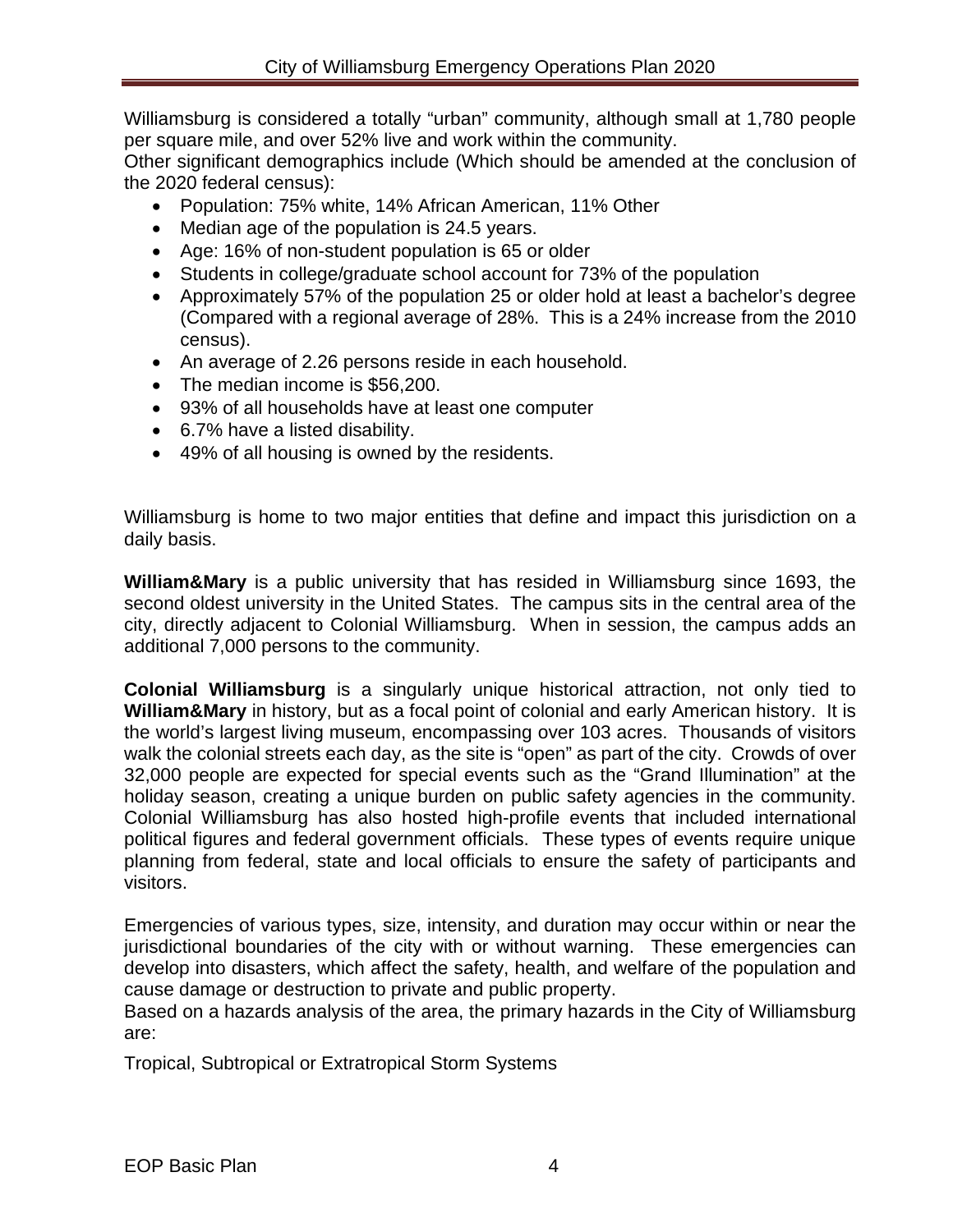Williamsburg is considered a totally "urban" community, although small at 1,780 people per square mile, and over 52% live and work within the community.

Other significant demographics include (Which should be amended at the conclusion of the 2020 federal census):

- Population: 75% white, 14% African American, 11% Other
- Median age of the population is 24.5 years.
- Age: 16% of non-student population is 65 or older
- Students in college/graduate school account for 73% of the population
- Approximately 57% of the population 25 or older hold at least a bachelor's degree (Compared with a regional average of 28%. This is a 24% increase from the 2010 census).
- An average of 2.26 persons reside in each household.
- The median income is $56,200.
- 93% of all households have at least one computer
- 6.7% have a listed disability.
- 49% of all housing is owned by the residents.

Williamsburg is home to two major entities that define and impact this jurisdiction on a daily basis.

**William&Mary** is a public university that has resided in Williamsburg since 1693, the second oldest university in the United States. The campus sits in the central area of the city, directly adjacent to Colonial Williamsburg. When in session, the campus adds an additional 7,000 persons to the community.

**Colonial Williamsburg** is a singularly unique historical attraction, not only tied to **William&Mary** in history, but as a focal point of colonial and early American history. It is the world's largest living museum, encompassing over 103 acres. Thousands of visitors walk the colonial streets each day, as the site is "open" as part of the city. Crowds of over 32,000 people are expected for special events such as the "Grand Illumination" at the holiday season, creating a unique burden on public safety agencies in the community. Colonial Williamsburg has also hosted high-profile events that included international political figures and federal government officials. These types of events require unique planning from federal, state and local officials to ensure the safety of participants and visitors.

Emergencies of various types, size, intensity, and duration may occur within or near the jurisdictional boundaries of the city with or without warning. These emergencies can develop into disasters, which affect the safety, health, and welfare of the population and cause damage or destruction to private and public property.

Based on a hazards analysis of the area, the primary hazards in the City of Williamsburg are:

Tropical, Subtropical or Extratropical Storm Systems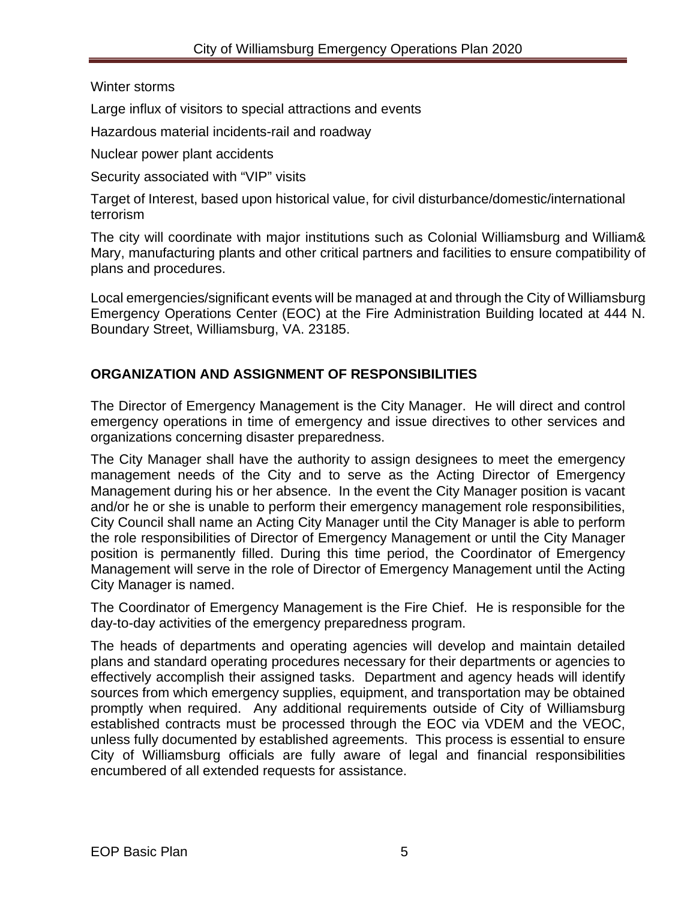Winter storms

Large influx of visitors to special attractions and events

Hazardous material incidents-rail and roadway

Nuclear power plant accidents

Security associated with "VIP" visits

Target of Interest, based upon historical value, for civil disturbance/domestic/international terrorism

The city will coordinate with major institutions such as Colonial Williamsburg and William& Mary, manufacturing plants and other critical partners and facilities to ensure compatibility of plans and procedures.

Local emergencies/significant events will be managed at and through the City of Williamsburg Emergency Operations Center (EOC) at the Fire Administration Building located at 444 N. Boundary Street, Williamsburg, VA. 23185.

## ORGANIZATION AND ASSIGNMENT OF RESPONSIBILITIES

The Director of Emergency Management is the City Manager. He will direct and control emergency operations in time of emergency and issue directives to other services and organizations concerning disaster preparedness.

The City Manager shall have the authority to assign designees to meet the emergency management needs of the City and to serve as the Acting Director of Emergency Management during his or her absence. In the event the City Manager position is vacant and/or he or she is unable to perform their emergency management role responsibilities, City Council shall name an Acting City Manager until the City Manager is able to perform the role responsibilities of Director of Emergency Management or until the City Manager position is permanently filled. During this time period, the Coordinator of Emergency Management will serve in the role of Director of Emergency Management until the Acting City Manager is named.

The Coordinator of Emergency Management is the Fire Chief. He is responsible for the day-to-day activities of the emergency preparedness program.

The heads of departments and operating agencies will develop and maintain detailed plans and standard operating procedures necessary for their departments or agencies to effectively accomplish their assigned tasks. Department and agency heads will identify sources from which emergency supplies, equipment, and transportation may be obtained promptly when required. Any additional requirements outside of City of Williamsburg established contracts must be processed through the EOC via VDEM and the VEOC, unless fully documented by established agreements. This process is essential to ensure City of Williamsburg officials are fully aware of legal and financial responsibilities encumbered of all extended requests for assistance.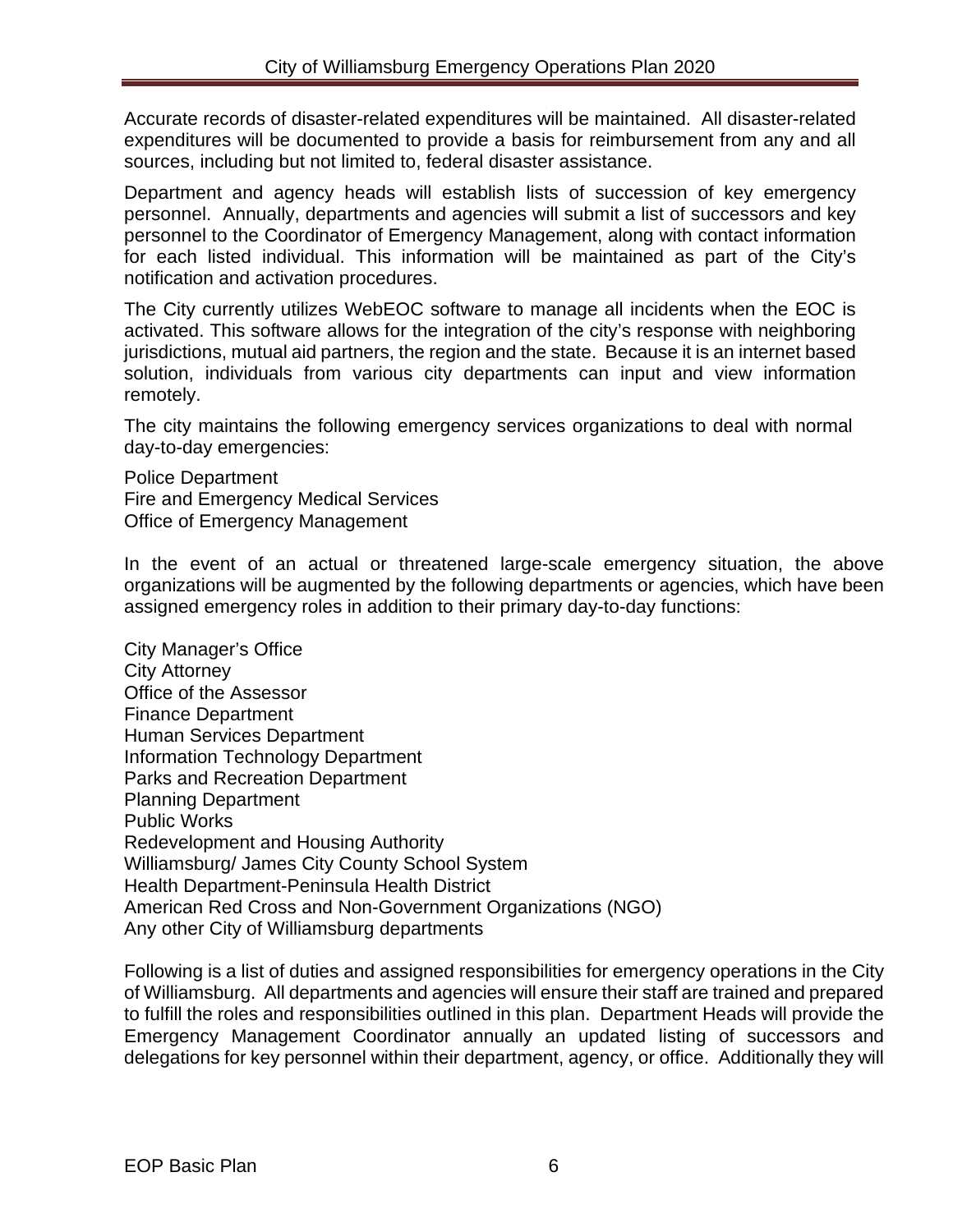Accurate records of disaster-related expenditures will be maintained. All disaster-related expenditures will be documented to provide a basis for reimbursement from any and all sources, including but not limited to, federal disaster assistance.

Department and agency heads will establish lists of succession of key emergency personnel. Annually, departments and agencies will submit a list of successors and key personnel to the Coordinator of Emergency Management, along with contact information for each listed individual. This information will be maintained as part of the City's notification and activation procedures.

The City currently utilizes WebEOC software to manage all incidents when the EOC is activated. This software allows for the integration of the city's response with neighboring jurisdictions, mutual aid partners, the region and the state. Because it is an internet based solution, individuals from various city departments can input and view information remotely.

The city maintains the following emergency services organizations to deal with normal day-to-day emergencies:

Police Department
Fire and Emergency Medical Services
Office of Emergency Management

In the event of an actual or threatened large-scale emergency situation, the above organizations will be augmented by the following departments or agencies, which have been assigned emergency roles in addition to their primary day-to-day functions:

City Manager's Office
City Attorney
Office of the Assessor
Finance Department
Human Services Department
Information Technology Department
Parks and Recreation Department
Planning Department
Public Works
Redevelopment and Housing Authority
Williamsburg/ James City County School System
Health Department-Peninsula Health District
American Red Cross and Non-Government Organizations (NGO)
Any other City of Williamsburg departments

Following is a list of duties and assigned responsibilities for emergency operations in the City of Williamsburg. All departments and agencies will ensure their staff are trained and prepared to fulfill the roles and responsibilities outlined in this plan. Department Heads will provide the Emergency Management Coordinator annually an updated listing of successors and delegations for key personnel within their department, agency, or office. Additionally they will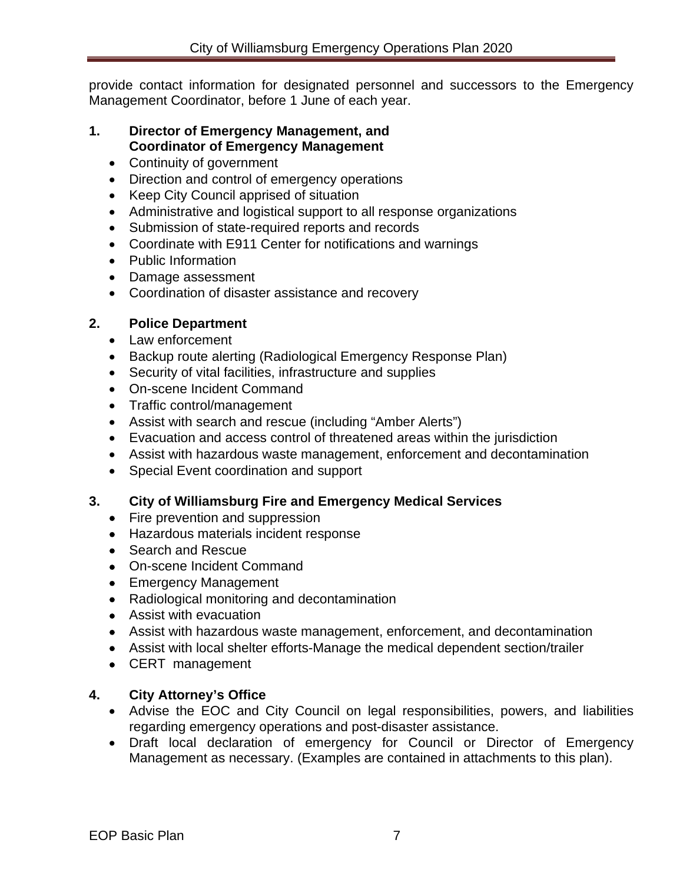provide contact information for designated personnel and successors to the Emergency Management Coordinator, before 1 June of each year.

**1. Director of Emergency Management, and Coordinator of Emergency Management**

- Continuity of government
- Direction and control of emergency operations
- Keep City Council apprised of situation
- Administrative and logistical support to all response organizations
- Submission of state-required reports and records
- Coordinate with E911 Center for notifications and warnings
- Public Information
- Damage assessment
- Coordination of disaster assistance and recovery

**2. Police Department**

- Law enforcement
- Backup route alerting (Radiological Emergency Response Plan)
- Security of vital facilities, infrastructure and supplies
- On-scene Incident Command
- Traffic control/management
- Assist with search and rescue (including "Amber Alerts")
- Evacuation and access control of threatened areas within the jurisdiction
- Assist with hazardous waste management, enforcement and decontamination
- Special Event coordination and support

**3. City of Williamsburg Fire and Emergency Medical Services**

- Fire prevention and suppression
- Hazardous materials incident response
- Search and Rescue
- On-scene Incident Command
- Emergency Management
- Radiological monitoring and decontamination
- Assist with evacuation
- Assist with hazardous waste management, enforcement, and decontamination
- Assist with local shelter efforts-Manage the medical dependent section/trailer
- CERT management

**4. City Attorney's Office**

- Advise the EOC and City Council on legal responsibilities, powers, and liabilities regarding emergency operations and post-disaster assistance.
- Draft local declaration of emergency for Council or Director of Emergency Management as necessary. (Examples are contained in attachments to this plan).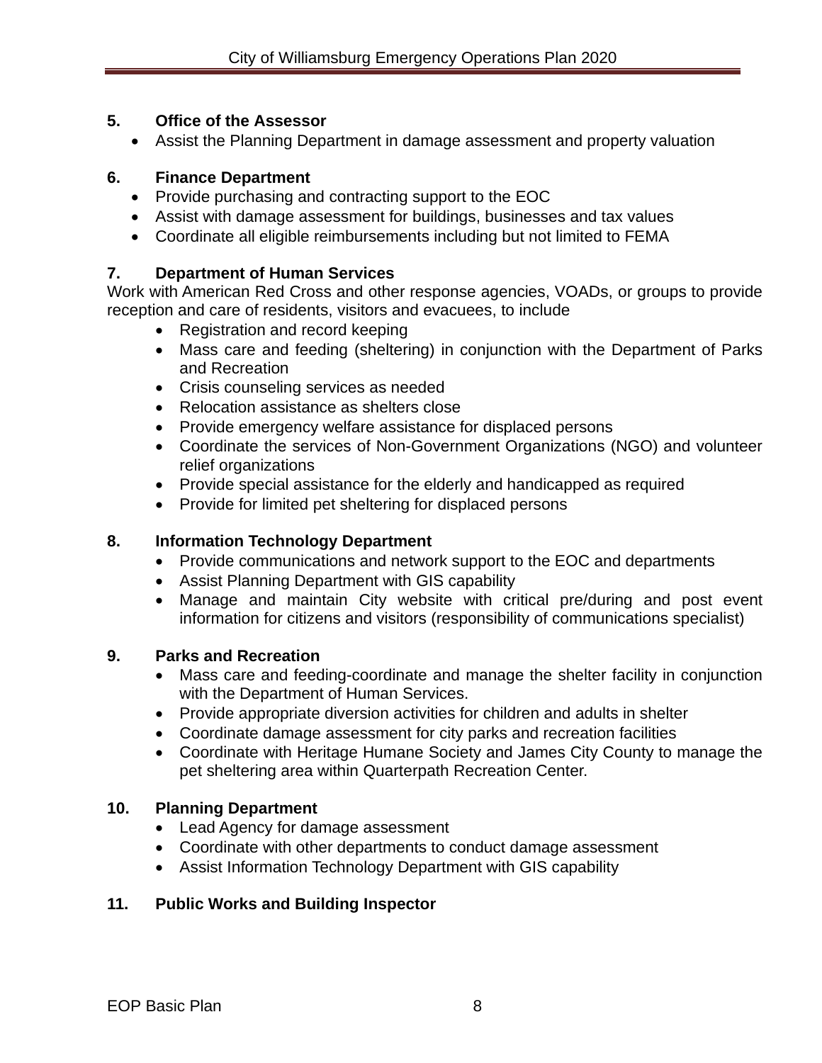**5. Office of the Assessor**

- Assist the Planning Department in damage assessment and property valuation

**6. Finance Department**

- Provide purchasing and contracting support to the EOC
- Assist with damage assessment for buildings, businesses and tax values
- Coordinate all eligible reimbursements including but not limited to FEMA

**7. Department of Human Services**

Work with American Red Cross and other response agencies, VOADs, or groups to provide reception and care of residents, visitors and evacuees, to include

- Registration and record keeping
- Mass care and feeding (sheltering) in conjunction with the Department of Parks and Recreation
- Crisis counseling services as needed
- Relocation assistance as shelters close
- Provide emergency welfare assistance for displaced persons
- Coordinate the services of Non-Government Organizations (NGO) and volunteer relief organizations
- Provide special assistance for the elderly and handicapped as required
- Provide for limited pet sheltering for displaced persons

**8. Information Technology Department**

- Provide communications and network support to the EOC and departments
- Assist Planning Department with GIS capability
- Manage and maintain City website with critical pre/during and post event information for citizens and visitors (responsibility of communications specialist)

**9. Parks and Recreation**

- Mass care and feeding-coordinate and manage the shelter facility in conjunction with the Department of Human Services.
- Provide appropriate diversion activities for children and adults in shelter
- Coordinate damage assessment for city parks and recreation facilities
- Coordinate with Heritage Humane Society and James City County to manage the pet sheltering area within Quarterpath Recreation Center.

**10. Planning Department**

- Lead Agency for damage assessment
- Coordinate with other departments to conduct damage assessment
- Assist Information Technology Department with GIS capability

**11. Public Works and Building Inspector**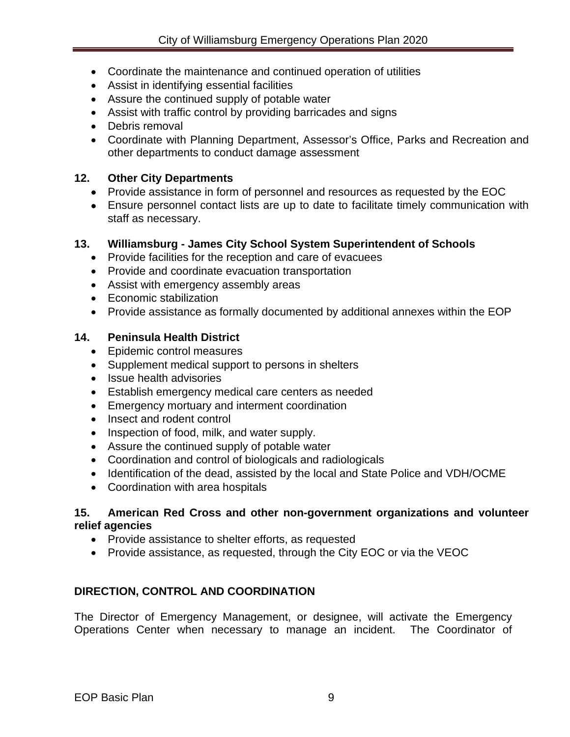- Coordinate the maintenance and continued operation of utilities
- Assist in identifying essential facilities
- Assure the continued supply of potable water
- Assist with traffic control by providing barricades and signs
- Debris removal
- Coordinate with Planning Department, Assessor's Office, Parks and Recreation and other departments to conduct damage assessment

**12. Other City Departments**

- Provide assistance in form of personnel and resources as requested by the EOC
- Ensure personnel contact lists are up to date to facilitate timely communication with staff as necessary.

**13. Williamsburg - James City School System Superintendent of Schools**

- Provide facilities for the reception and care of evacuees
- Provide and coordinate evacuation transportation
- Assist with emergency assembly areas
- Economic stabilization
- Provide assistance as formally documented by additional annexes within the EOP

**14. Peninsula Health District**

- Epidemic control measures
- Supplement medical support to persons in shelters
- Issue health advisories
- Establish emergency medical care centers as needed
- Emergency mortuary and interment coordination
- Insect and rodent control
- Inspection of food, milk, and water supply.
- Assure the continued supply of potable water
- Coordination and control of biologicals and radiologicals
- Identification of the dead, assisted by the local and State Police and VDH/OCME
- Coordination with area hospitals

**15. American Red Cross and other non-government organizations and volunteer relief agencies**

- Provide assistance to shelter efforts, as requested
- Provide assistance, as requested, through the City EOC or via the VEOC

## DIRECTION, CONTROL AND COORDINATION

The Director of Emergency Management, or designee, will activate the Emergency Operations Center when necessary to manage an incident. The Coordinator of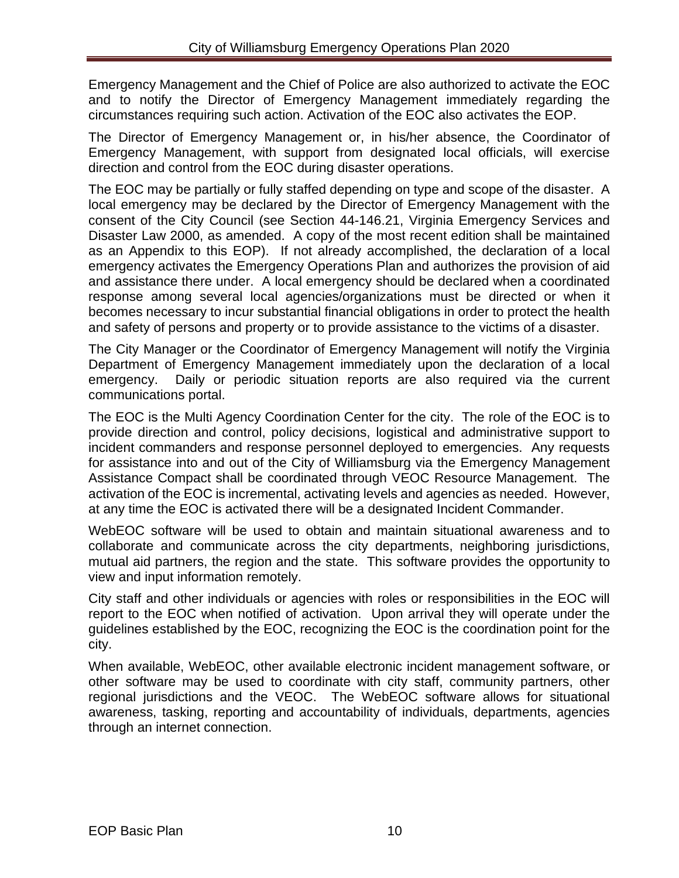Emergency Management and the Chief of Police are also authorized to activate the EOC and to notify the Director of Emergency Management immediately regarding the circumstances requiring such action. Activation of the EOC also activates the EOP.

The Director of Emergency Management or, in his/her absence, the Coordinator of Emergency Management, with support from designated local officials, will exercise direction and control from the EOC during disaster operations.

The EOC may be partially or fully staffed depending on type and scope of the disaster. A local emergency may be declared by the Director of Emergency Management with the consent of the City Council (see Section 44-146.21, Virginia Emergency Services and Disaster Law 2000, as amended. A copy of the most recent edition shall be maintained as an Appendix to this EOP). If not already accomplished, the declaration of a local emergency activates the Emergency Operations Plan and authorizes the provision of aid and assistance there under. A local emergency should be declared when a coordinated response among several local agencies/organizations must be directed or when it becomes necessary to incur substantial financial obligations in order to protect the health and safety of persons and property or to provide assistance to the victims of a disaster.

The City Manager or the Coordinator of Emergency Management will notify the Virginia Department of Emergency Management immediately upon the declaration of a local emergency. Daily or periodic situation reports are also required via the current communications portal.

The EOC is the Multi Agency Coordination Center for the city. The role of the EOC is to provide direction and control, policy decisions, logistical and administrative support to incident commanders and response personnel deployed to emergencies. Any requests for assistance into and out of the City of Williamsburg via the Emergency Management Assistance Compact shall be coordinated through VEOC Resource Management. The activation of the EOC is incremental, activating levels and agencies as needed. However, at any time the EOC is activated there will be a designated Incident Commander.

WebEOC software will be used to obtain and maintain situational awareness and to collaborate and communicate across the city departments, neighboring jurisdictions, mutual aid partners, the region and the state. This software provides the opportunity to view and input information remotely.

City staff and other individuals or agencies with roles or responsibilities in the EOC will report to the EOC when notified of activation. Upon arrival they will operate under the guidelines established by the EOC, recognizing the EOC is the coordination point for the city.

When available, WebEOC, other available electronic incident management software, or other software may be used to coordinate with city staff, community partners, other regional jurisdictions and the VEOC. The WebEOC software allows for situational awareness, tasking, reporting and accountability of individuals, departments, agencies through an internet connection.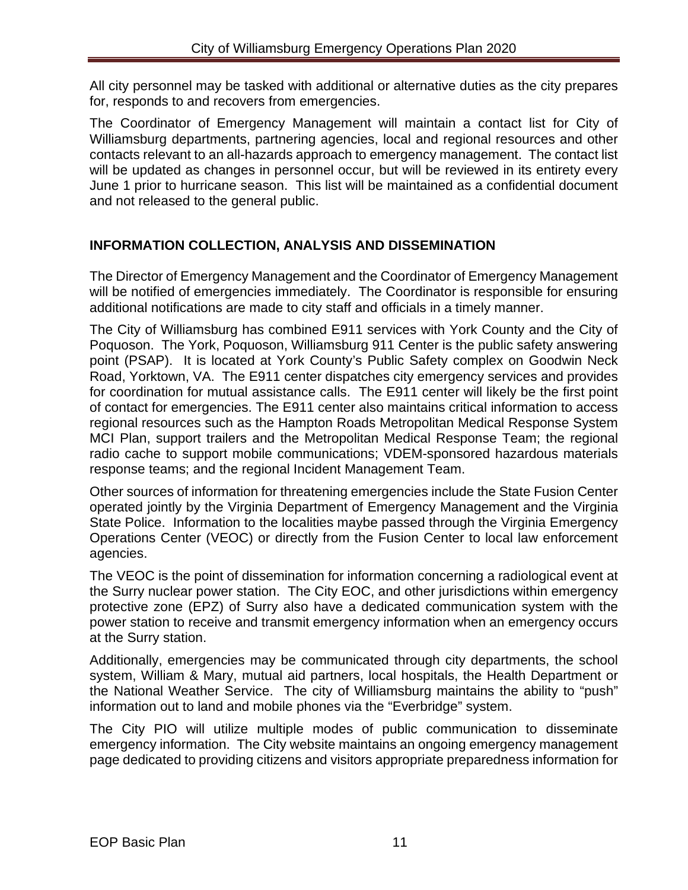All city personnel may be tasked with additional or alternative duties as the city prepares for, responds to and recovers from emergencies.

The Coordinator of Emergency Management will maintain a contact list for City of Williamsburg departments, partnering agencies, local and regional resources and other contacts relevant to an all-hazards approach to emergency management. The contact list will be updated as changes in personnel occur, but will be reviewed in its entirety every June 1 prior to hurricane season. This list will be maintained as a confidential document and not released to the general public.

## INFORMATION COLLECTION, ANALYSIS AND DISSEMINATION

The Director of Emergency Management and the Coordinator of Emergency Management will be notified of emergencies immediately. The Coordinator is responsible for ensuring additional notifications are made to city staff and officials in a timely manner.

The City of Williamsburg has combined E911 services with York County and the City of Poquoson. The York, Poquoson, Williamsburg 911 Center is the public safety answering point (PSAP). It is located at York County's Public Safety complex on Goodwin Neck Road, Yorktown, VA. The E911 center dispatches city emergency services and provides for coordination for mutual assistance calls. The E911 center will likely be the first point of contact for emergencies. The E911 center also maintains critical information to access regional resources such as the Hampton Roads Metropolitan Medical Response System MCI Plan, support trailers and the Metropolitan Medical Response Team; the regional radio cache to support mobile communications; VDEM-sponsored hazardous materials response teams; and the regional Incident Management Team.

Other sources of information for threatening emergencies include the State Fusion Center operated jointly by the Virginia Department of Emergency Management and the Virginia State Police. Information to the localities maybe passed through the Virginia Emergency Operations Center (VEOC) or directly from the Fusion Center to local law enforcement agencies.

The VEOC is the point of dissemination for information concerning a radiological event at the Surry nuclear power station. The City EOC, and other jurisdictions within emergency protective zone (EPZ) of Surry also have a dedicated communication system with the power station to receive and transmit emergency information when an emergency occurs at the Surry station.

Additionally, emergencies may be communicated through city departments, the school system, William & Mary, mutual aid partners, local hospitals, the Health Department or the National Weather Service. The city of Williamsburg maintains the ability to "push" information out to land and mobile phones via the "Everbridge" system.

The City PIO will utilize multiple modes of public communication to disseminate emergency information. The City website maintains an ongoing emergency management page dedicated to providing citizens and visitors appropriate preparedness information for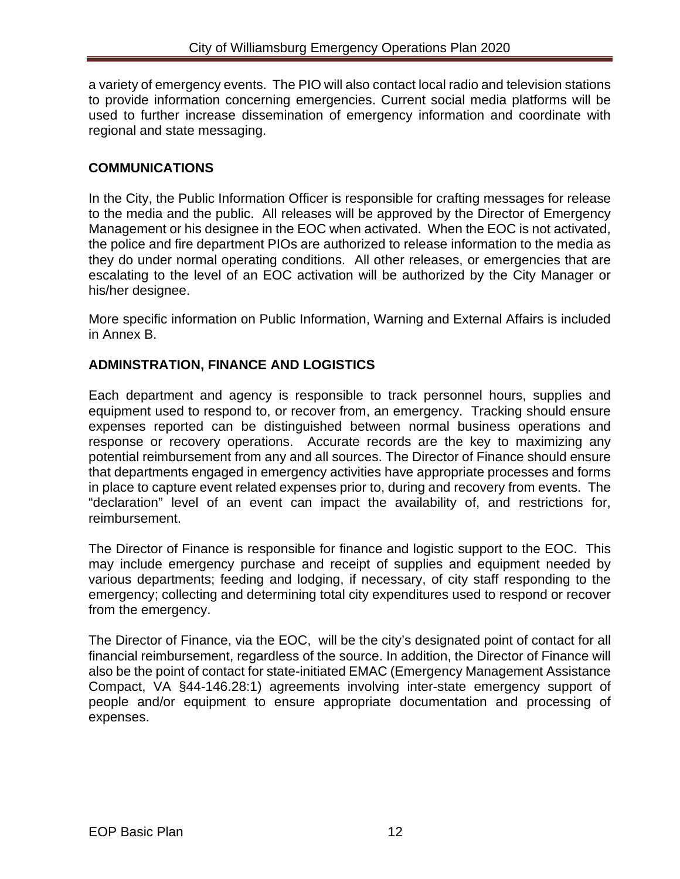a variety of emergency events. The PIO will also contact local radio and television stations to provide information concerning emergencies. Current social media platforms will be used to further increase dissemination of emergency information and coordinate with regional and state messaging.

## COMMUNICATIONS

In the City, the Public Information Officer is responsible for crafting messages for release to the media and the public. All releases will be approved by the Director of Emergency Management or his designee in the EOC when activated. When the EOC is not activated, the police and fire department PIOs are authorized to release information to the media as they do under normal operating conditions. All other releases, or emergencies that are escalating to the level of an EOC activation will be authorized by the City Manager or his/her designee.

More specific information on Public Information, Warning and External Affairs is included in Annex B.

## ADMINSTRATION, FINANCE AND LOGISTICS

Each department and agency is responsible to track personnel hours, supplies and equipment used to respond to, or recover from, an emergency. Tracking should ensure expenses reported can be distinguished between normal business operations and response or recovery operations. Accurate records are the key to maximizing any potential reimbursement from any and all sources. The Director of Finance should ensure that departments engaged in emergency activities have appropriate processes and forms in place to capture event related expenses prior to, during and recovery from events. The "declaration" level of an event can impact the availability of, and restrictions for, reimbursement.

The Director of Finance is responsible for finance and logistic support to the EOC. This may include emergency purchase and receipt of supplies and equipment needed by various departments; feeding and lodging, if necessary, of city staff responding to the emergency; collecting and determining total city expenditures used to respond or recover from the emergency.

The Director of Finance, via the EOC, will be the city's designated point of contact for all financial reimbursement, regardless of the source. In addition, the Director of Finance will also be the point of contact for state-initiated EMAC (Emergency Management Assistance Compact, VA §44-146.28:1) agreements involving inter-state emergency support of people and/or equipment to ensure appropriate documentation and processing of expenses.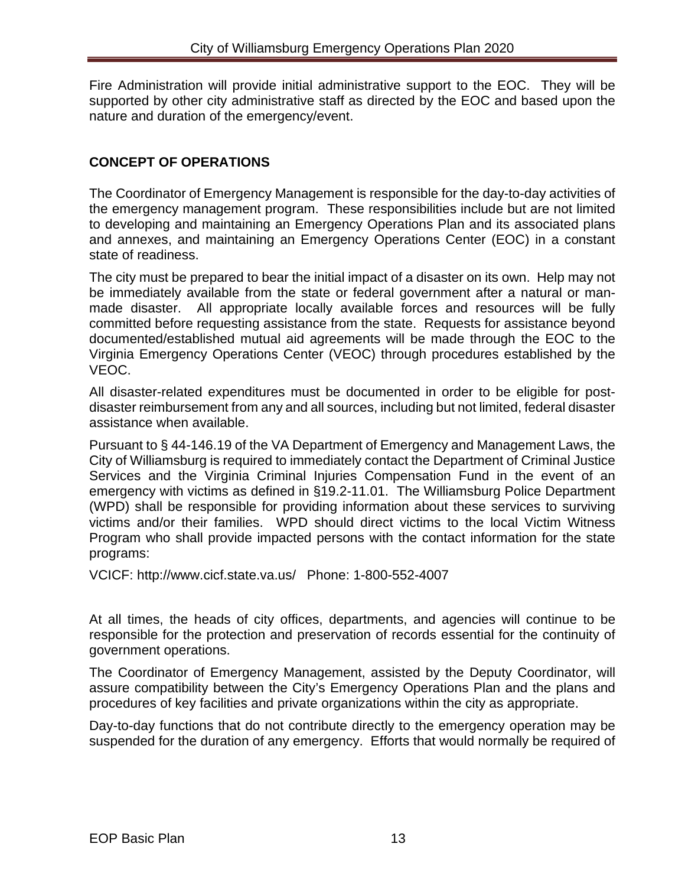Fire Administration will provide initial administrative support to the EOC. They will be supported by other city administrative staff as directed by the EOC and based upon the nature and duration of the emergency/event.

## CONCEPT OF OPERATIONS

The Coordinator of Emergency Management is responsible for the day-to-day activities of the emergency management program. These responsibilities include but are not limited to developing and maintaining an Emergency Operations Plan and its associated plans and annexes, and maintaining an Emergency Operations Center (EOC) in a constant state of readiness.

The city must be prepared to bear the initial impact of a disaster on its own. Help may not be immediately available from the state or federal government after a natural or man-made disaster. All appropriate locally available forces and resources will be fully committed before requesting assistance from the state. Requests for assistance beyond documented/established mutual aid agreements will be made through the EOC to the Virginia Emergency Operations Center (VEOC) through procedures established by the VEOC.

All disaster-related expenditures must be documented in order to be eligible for post-disaster reimbursement from any and all sources, including but not limited, federal disaster assistance when available.

Pursuant to § 44-146.19 of the VA Department of Emergency and Management Laws, the City of Williamsburg is required to immediately contact the Department of Criminal Justice Services and the Virginia Criminal Injuries Compensation Fund in the event of an emergency with victims as defined in §19.2-11.01. The Williamsburg Police Department (WPD) shall be responsible for providing information about these services to surviving victims and/or their families. WPD should direct victims to the local Victim Witness Program who shall provide impacted persons with the contact information for the state programs:

VCICF: http://www.cicf.state.va.us/ Phone: 1-800-552-4007

At all times, the heads of city offices, departments, and agencies will continue to be responsible for the protection and preservation of records essential for the continuity of government operations.

The Coordinator of Emergency Management, assisted by the Deputy Coordinator, will assure compatibility between the City's Emergency Operations Plan and the plans and procedures of key facilities and private organizations within the city as appropriate.

Day-to-day functions that do not contribute directly to the emergency operation may be suspended for the duration of any emergency. Efforts that would normally be required of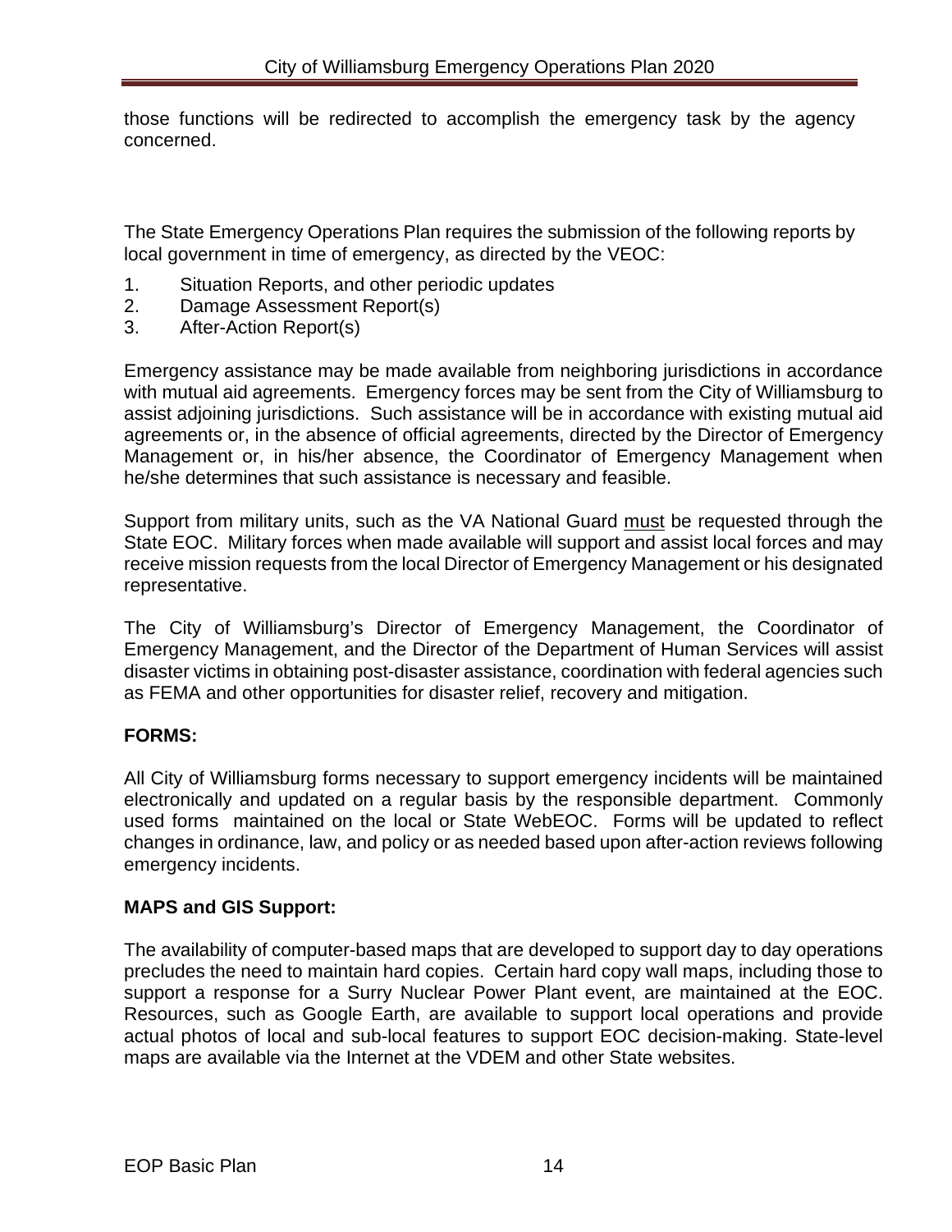those functions will be redirected to accomplish the emergency task by the agency concerned.

The State Emergency Operations Plan requires the submission of the following reports by local government in time of emergency, as directed by the VEOC:

1. Situation Reports, and other periodic updates
2. Damage Assessment Report(s)
3. After-Action Report(s)

Emergency assistance may be made available from neighboring jurisdictions in accordance with mutual aid agreements. Emergency forces may be sent from the City of Williamsburg to assist adjoining jurisdictions. Such assistance will be in accordance with existing mutual aid agreements or, in the absence of official agreements, directed by the Director of Emergency Management or, in his/her absence, the Coordinator of Emergency Management when he/she determines that such assistance is necessary and feasible.

Support from military units, such as the VA National Guard <u>must</u> be requested through the State EOC. Military forces when made available will support and assist local forces and may receive mission requests from the local Director of Emergency Management or his designated representative.

The City of Williamsburg's Director of Emergency Management, the Coordinator of Emergency Management, and the Director of the Department of Human Services will assist disaster victims in obtaining post-disaster assistance, coordination with federal agencies such as FEMA and other opportunities for disaster relief, recovery and mitigation.

**FORMS:**

All City of Williamsburg forms necessary to support emergency incidents will be maintained electronically and updated on a regular basis by the responsible department. Commonly used forms maintained on the local or State WebEOC. Forms will be updated to reflect changes in ordinance, law, and policy or as needed based upon after-action reviews following emergency incidents.

**MAPS and GIS Support:**

The availability of computer-based maps that are developed to support day to day operations precludes the need to maintain hard copies. Certain hard copy wall maps, including those to support a response for a Surry Nuclear Power Plant event, are maintained at the EOC. Resources, such as Google Earth, are available to support local operations and provide actual photos of local and sub-local features to support EOC decision-making. State-level maps are available via the Internet at the VDEM and other State websites.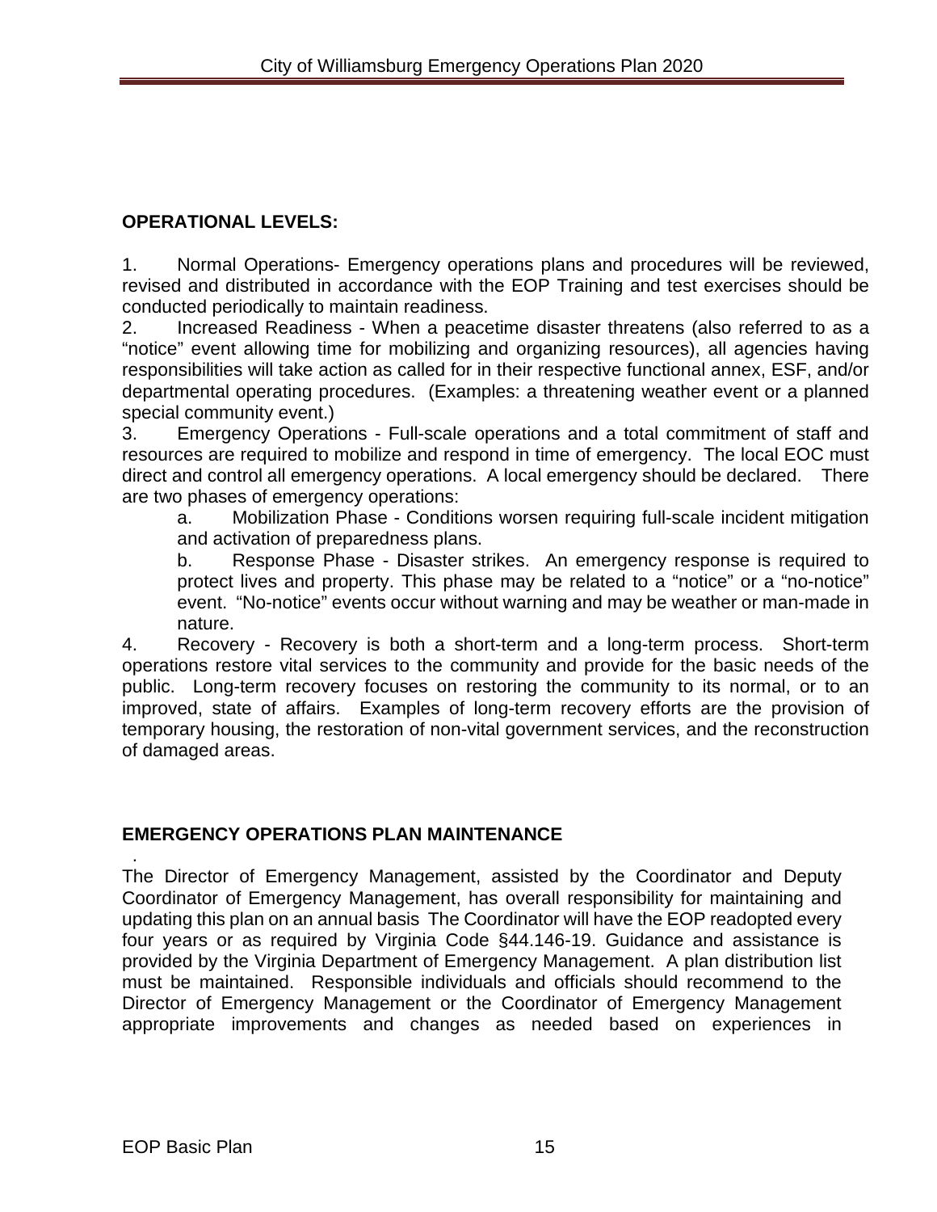## OPERATIONAL LEVELS:

1. Normal Operations- Emergency operations plans and procedures will be reviewed, revised and distributed in accordance with the EOP Training and test exercises should be conducted periodically to maintain readiness.
2. Increased Readiness - When a peacetime disaster threatens (also referred to as a "notice" event allowing time for mobilizing and organizing resources), all agencies having responsibilities will take action as called for in their respective functional annex, ESF, and/or departmental operating procedures. (Examples: a threatening weather event or a planned special community event.)
3. Emergency Operations - Full-scale operations and a total commitment of staff and resources are required to mobilize and respond in time of emergency. The local EOC must direct and control all emergency operations. A local emergency should be declared. There are two phases of emergency operations:
   a. Mobilization Phase - Conditions worsen requiring full-scale incident mitigation and activation of preparedness plans.
   b. Response Phase - Disaster strikes. An emergency response is required to protect lives and property. This phase may be related to a "notice" or a "no-notice" event. "No-notice" events occur without warning and may be weather or man-made in nature.
4. Recovery - Recovery is both a short-term and a long-term process. Short-term operations restore vital services to the community and provide for the basic needs of the public. Long-term recovery focuses on restoring the community to its normal, or to an improved, state of affairs. Examples of long-term recovery efforts are the provision of temporary housing, the restoration of non-vital government services, and the reconstruction of damaged areas.

## EMERGENCY OPERATIONS PLAN MAINTENANCE

.

The Director of Emergency Management, assisted by the Coordinator and Deputy Coordinator of Emergency Management, has overall responsibility for maintaining and updating this plan on an annual basis The Coordinator will have the EOP readopted every four years or as required by Virginia Code §44.146-19. Guidance and assistance is provided by the Virginia Department of Emergency Management. A plan distribution list must be maintained. Responsible individuals and officials should recommend to the Director of Emergency Management or the Coordinator of Emergency Management appropriate improvements and changes as needed based on experiences in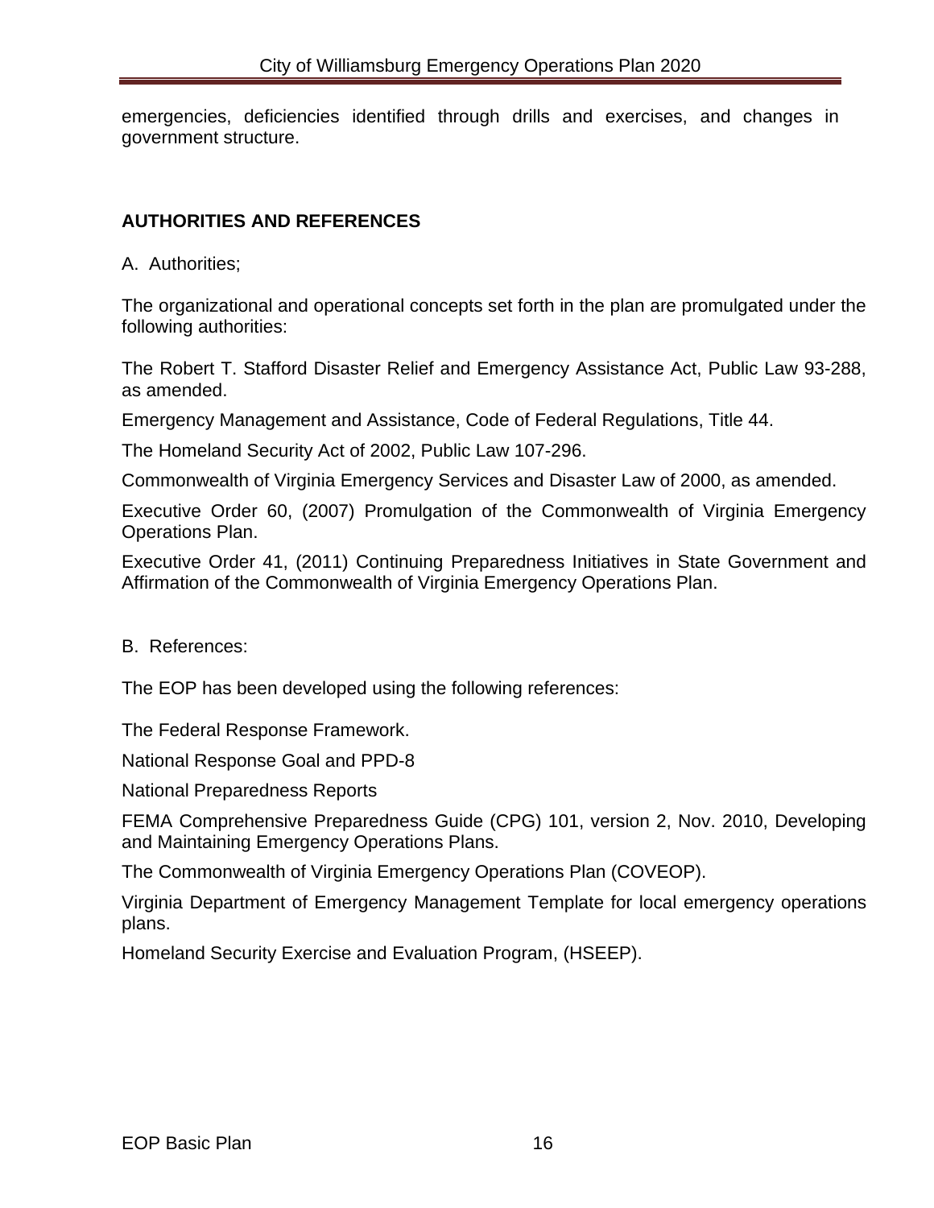emergencies, deficiencies identified through drills and exercises, and changes in government structure.

## AUTHORITIES AND REFERENCES

A. Authorities;

The organizational and operational concepts set forth in the plan are promulgated under the following authorities:

The Robert T. Stafford Disaster Relief and Emergency Assistance Act, Public Law 93-288, as amended.

Emergency Management and Assistance, Code of Federal Regulations, Title 44.

The Homeland Security Act of 2002, Public Law 107-296.

Commonwealth of Virginia Emergency Services and Disaster Law of 2000, as amended.

Executive Order 60, (2007) Promulgation of the Commonwealth of Virginia Emergency Operations Plan.

Executive Order 41, (2011) Continuing Preparedness Initiatives in State Government and Affirmation of the Commonwealth of Virginia Emergency Operations Plan.

B. References:

The EOP has been developed using the following references:

The Federal Response Framework.

National Response Goal and PPD-8

National Preparedness Reports

FEMA Comprehensive Preparedness Guide (CPG) 101, version 2, Nov. 2010, Developing and Maintaining Emergency Operations Plans.

The Commonwealth of Virginia Emergency Operations Plan (COVEOP).

Virginia Department of Emergency Management Template for local emergency operations plans.

Homeland Security Exercise and Evaluation Program, (HSEEP).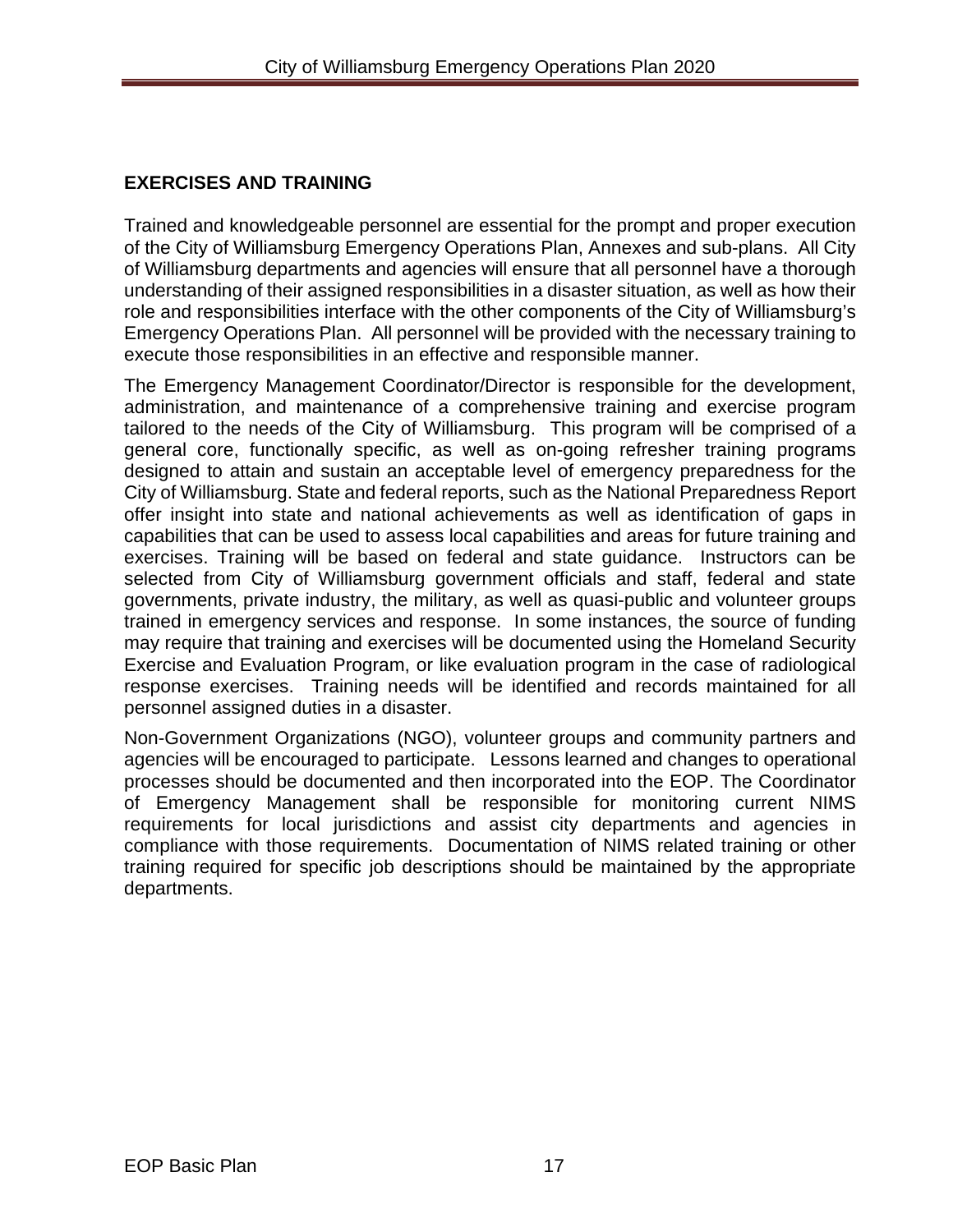## EXERCISES AND TRAINING

Trained and knowledgeable personnel are essential for the prompt and proper execution of the City of Williamsburg Emergency Operations Plan, Annexes and sub-plans. All City of Williamsburg departments and agencies will ensure that all personnel have a thorough understanding of their assigned responsibilities in a disaster situation, as well as how their role and responsibilities interface with the other components of the City of Williamsburg's Emergency Operations Plan. All personnel will be provided with the necessary training to execute those responsibilities in an effective and responsible manner.

The Emergency Management Coordinator/Director is responsible for the development, administration, and maintenance of a comprehensive training and exercise program tailored to the needs of the City of Williamsburg. This program will be comprised of a general core, functionally specific, as well as on-going refresher training programs designed to attain and sustain an acceptable level of emergency preparedness for the City of Williamsburg. State and federal reports, such as the National Preparedness Report offer insight into state and national achievements as well as identification of gaps in capabilities that can be used to assess local capabilities and areas for future training and exercises. Training will be based on federal and state guidance. Instructors can be selected from City of Williamsburg government officials and staff, federal and state governments, private industry, the military, as well as quasi-public and volunteer groups trained in emergency services and response. In some instances, the source of funding may require that training and exercises will be documented using the Homeland Security Exercise and Evaluation Program, or like evaluation program in the case of radiological response exercises. Training needs will be identified and records maintained for all personnel assigned duties in a disaster.

Non-Government Organizations (NGO), volunteer groups and community partners and agencies will be encouraged to participate. Lessons learned and changes to operational processes should be documented and then incorporated into the EOP. The Coordinator of Emergency Management shall be responsible for monitoring current NIMS requirements for local jurisdictions and assist city departments and agencies in compliance with those requirements. Documentation of NIMS related training or other training required for specific job descriptions should be maintained by the appropriate departments.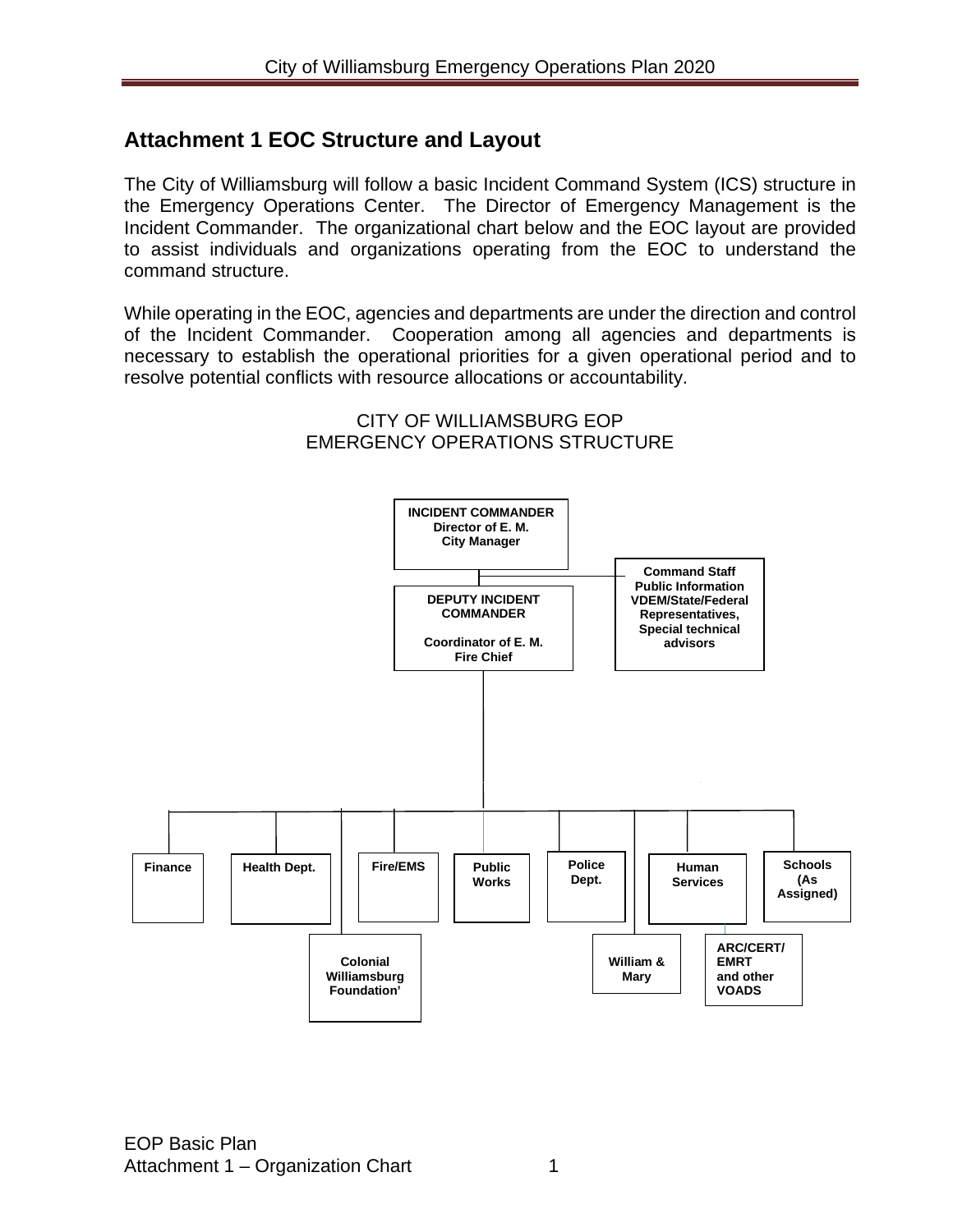## Attachment 1 EOC Structure and Layout

The City of Williamsburg will follow a basic Incident Command System (ICS) structure in the Emergency Operations Center. The Director of Emergency Management is the Incident Commander. The organizational chart below and the EOC layout are provided to assist individuals and organizations operating from the EOC to understand the command structure.

While operating in the EOC, agencies and departments are under the direction and control of the Incident Commander. Cooperation among all agencies and departments is necessary to establish the operational priorities for a given operational period and to resolve potential conflicts with resource allocations or accountability.

CITY OF WILLIAMSBURG EOP
EMERGENCY OPERATIONS STRUCTURE

**INCIDENT COMMANDER**
**Director of E. M.**
**City Manager**

**Command Staff**
**Public Information**
**VDEM/State/Federal Representatives,**
**Special technical advisors**

**DEPUTY INCIDENT COMMANDER**

**Coordinator of E. M.**
**Fire Chief**

**Finance**

**Health Dept.**

**Colonial Williamsburg Foundation'**

**Fire/EMS**

**Public Works**

**Police Dept.**

**William & Mary**

**Human Services**

**ARC/CERT/ EMRT and other VOADS**

**Schools (As Assigned)**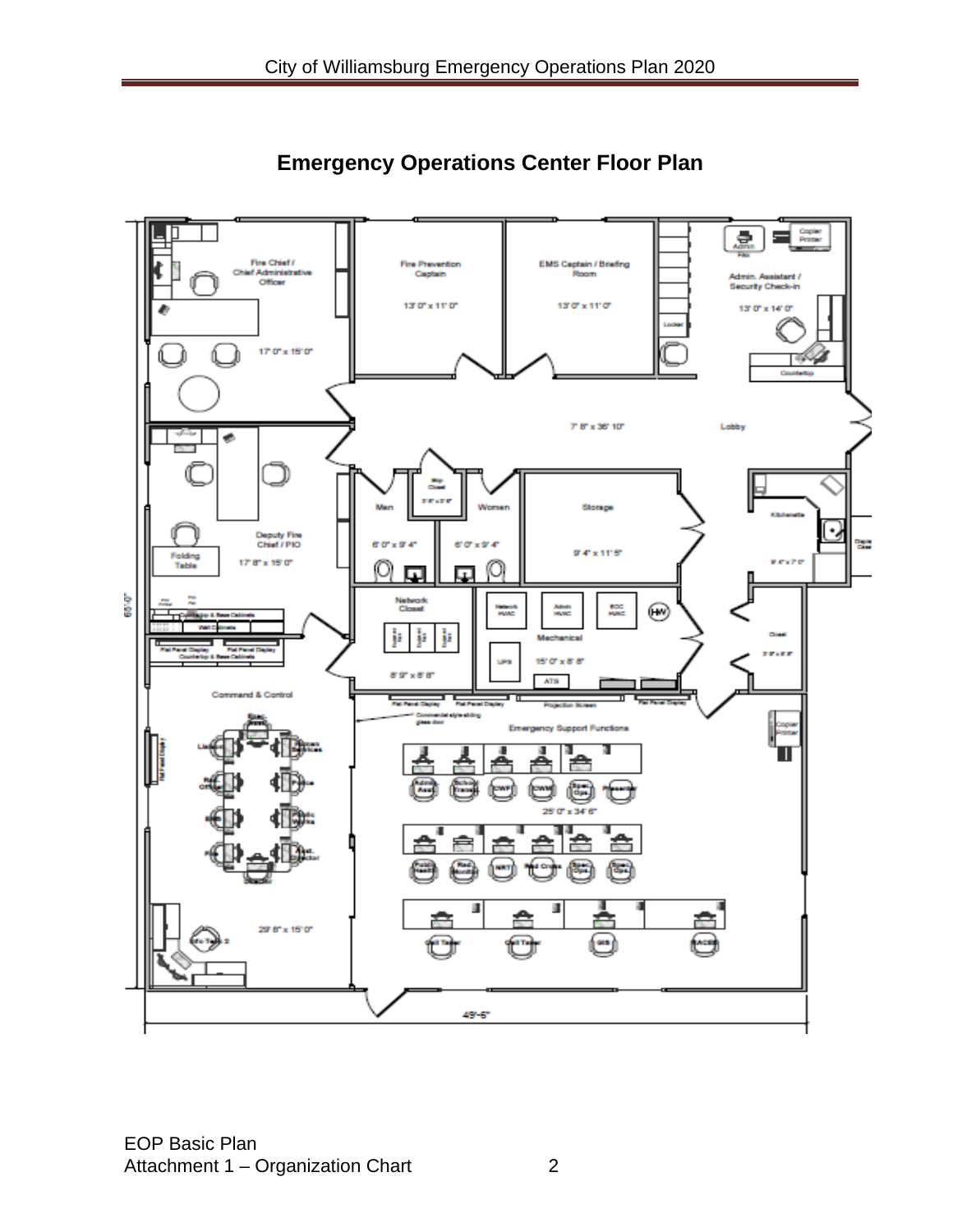# Emergency Operations Center Floor Plan

Fire Chief / Chief Administrative Officer
17' 0" x 15' 0"

Fire Prevention Captain
13' 0" x 11' 0"

EMS Captain / Briefing Room
13' 0" x 11' 0"

Admin. Assistant / Security Check-in
13' 0" x 14' 0"

Lobby
7' 8" x 36' 10"

Deputy Fire Chief / PIO
17' 8" x 15' 0"

Men
6' 0" x 9' 4"

Women
6' 0" x 9' 4"

Storage
9' 4" x 11' 5"

Kitchenette

Network Closet
8' 9" x 8' 8"

Mechanical
15' 0" x 8' 8"

Closet

Command & Control
29' 8" x 15' 0"

Emergency Support Functions
25' 0" x 34' 6"

65' 0"

49'-5"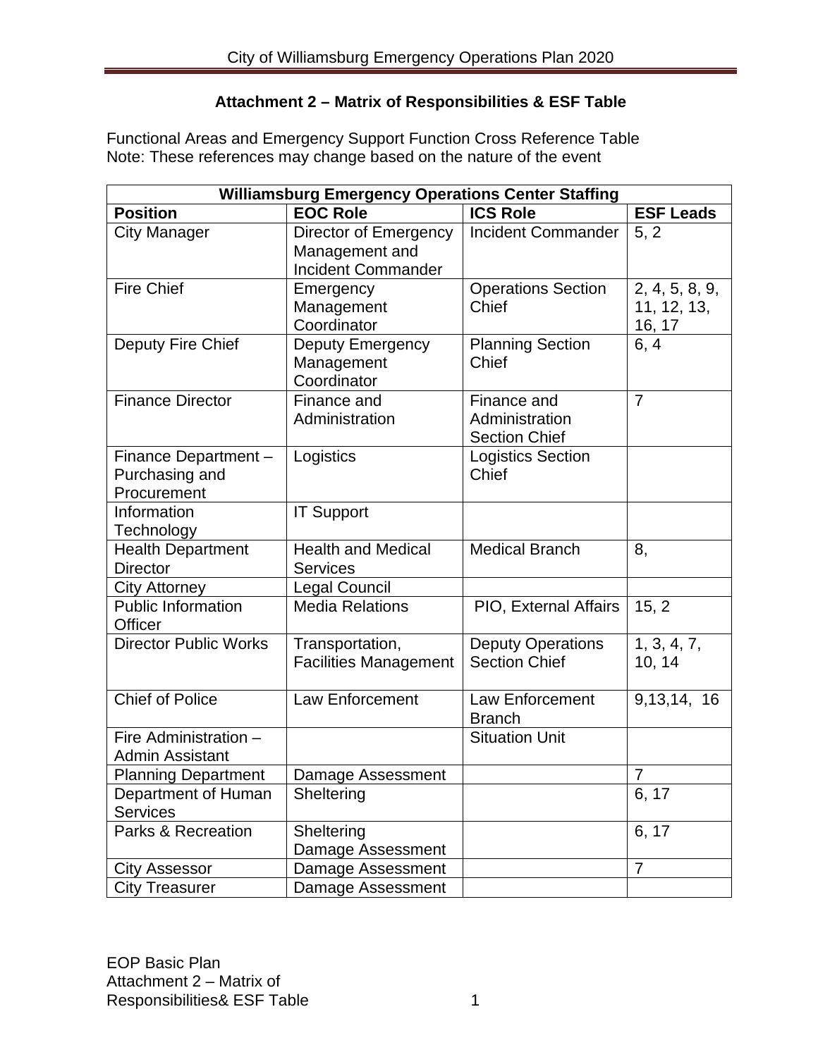### Attachment 2 – Matrix of Responsibilities & ESF Table

Functional Areas and Emergency Support Function Cross Reference Table
Note: These references may change based on the nature of the event

| Williamsburg Emergency Operations Center Staffing | | | |
|---|---|---|---|
| **Position** | **EOC Role** | **ICS Role** | **ESF Leads** |
| City Manager | Director of Emergency Management and Incident Commander | Incident Commander | 5, 2 |
| Fire Chief | Emergency Management Coordinator | Operations Section Chief | 2, 4, 5, 8, 9, 11, 12, 13, 16, 17 |
| Deputy Fire Chief | Deputy Emergency Management Coordinator | Planning Section Chief | 6, 4 |
| Finance Director | Finance and Administration | Finance and Administration Section Chief | 7 |
| Finance Department – Purchasing and Procurement | Logistics | Logistics Section Chief | |
| Information Technology | IT Support | | |
| Health Department Director | Health and Medical Services | Medical Branch | 8, |
| City Attorney | Legal Council | | |
| Public Information Officer | Media Relations | PIO, External Affairs | 15, 2 |
| Director Public Works | Transportation, Facilities Management | Deputy Operations Section Chief | 1, 3, 4, 7, 10, 14 |
| Chief of Police | Law Enforcement | Law Enforcement Branch | 9,13,14, 16 |
| Fire Administration – Admin Assistant | | Situation Unit | |
| Planning Department | Damage Assessment | | 7 |
| Department of Human Services | Sheltering | | 6, 17 |
| Parks & Recreation | Sheltering Damage Assessment | | 6, 17 |
| City Assessor | Damage Assessment | | 7 |
| City Treasurer | Damage Assessment | | |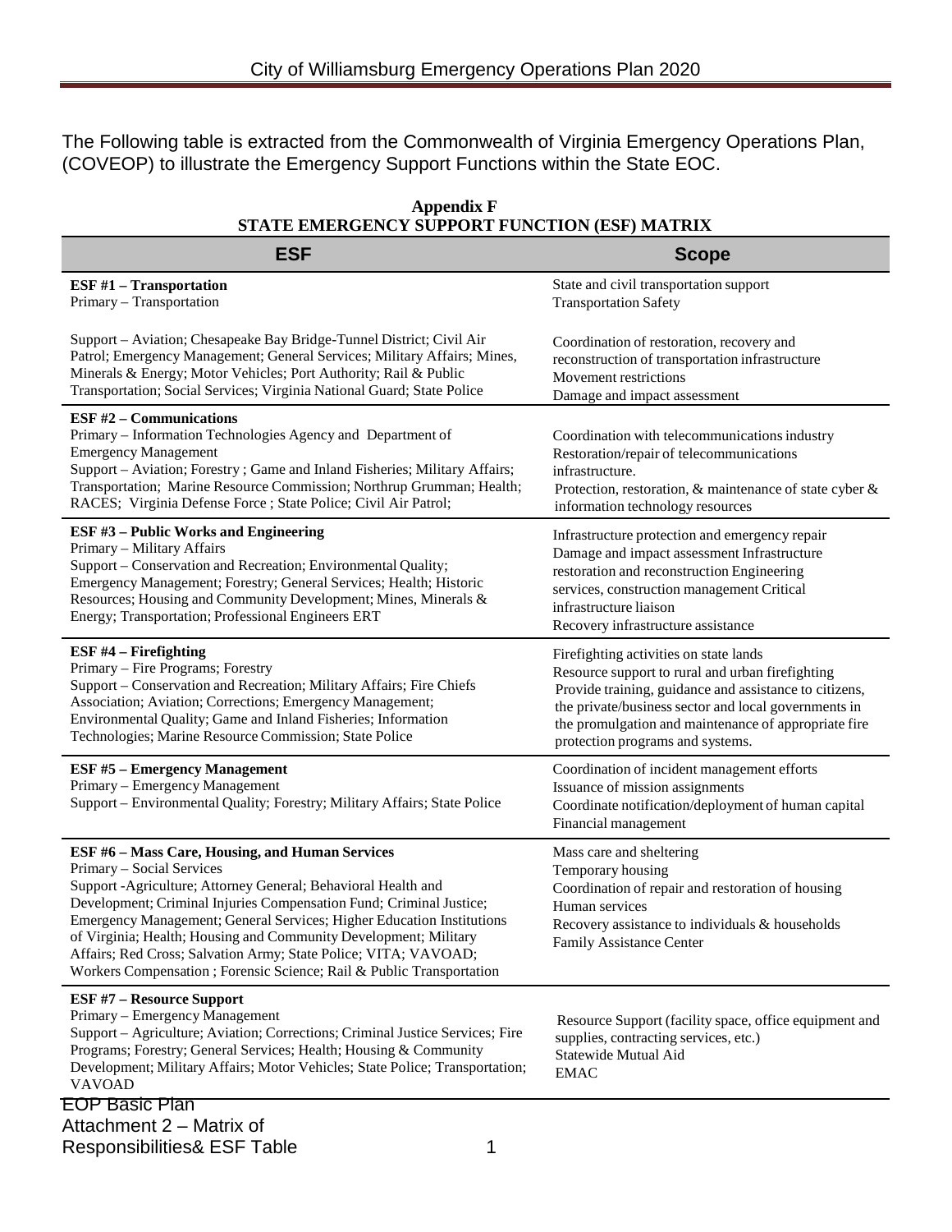The Following table is extracted from the Commonwealth of Virginia Emergency Operations Plan, (COVEOP) to illustrate the Emergency Support Functions within the State EOC.

**Appendix F**
**STATE EMERGENCY SUPPORT FUNCTION (ESF) MATRIX**

| ESF | Scope |
|---|---|
| **ESF #1 – Transportation**<br>Primary – Transportation<br><br>Support – Aviation; Chesapeake Bay Bridge-Tunnel District; Civil Air Patrol; Emergency Management; General Services; Military Affairs; Mines, Minerals & Energy; Motor Vehicles; Port Authority; Rail & Public Transportation; Social Services; Virginia National Guard; State Police | State and civil transportation support<br>Transportation Safety<br><br>Coordination of restoration, recovery and reconstruction of transportation infrastructure<br>Movement restrictions<br>Damage and impact assessment |
| **ESF #2 – Communications**<br>Primary – Information Technologies Agency and Department of Emergency Management<br>Support – Aviation; Forestry ; Game and Inland Fisheries; Military Affairs; Transportation; Marine Resource Commission; Northrup Grumman; Health; RACES; Virginia Defense Force ; State Police; Civil Air Patrol; | Coordination with telecommunications industry<br>Restoration/repair of telecommunications infrastructure.<br>Protection, restoration, & maintenance of state cyber & information technology resources |
| **ESF #3 – Public Works and Engineering**<br>Primary – Military Affairs<br>Support – Conservation and Recreation; Environmental Quality; Emergency Management; Forestry; General Services; Health; Historic Resources; Housing and Community Development; Mines, Minerals & Energy; Transportation; Professional Engineers ERT | Infrastructure protection and emergency repair<br>Damage and impact assessment Infrastructure restoration and reconstruction Engineering services, construction management Critical infrastructure liaison<br>Recovery infrastructure assistance |
| **ESF #4 – Firefighting**<br>Primary – Fire Programs; Forestry<br>Support – Conservation and Recreation; Military Affairs; Fire Chiefs Association; Aviation; Corrections; Emergency Management; Environmental Quality; Game and Inland Fisheries; Information Technologies; Marine Resource Commission; State Police | Firefighting activities on state lands<br>Resource support to rural and urban firefighting<br>Provide training, guidance and assistance to citizens, the private/business sector and local governments in the promulgation and maintenance of appropriate fire protection programs and systems. |
| **ESF #5 – Emergency Management**<br>Primary – Emergency Management<br>Support – Environmental Quality; Forestry; Military Affairs; State Police | Coordination of incident management efforts<br>Issuance of mission assignments<br>Coordinate notification/deployment of human capital<br>Financial management |
| **ESF #6 – Mass Care, Housing, and Human Services**<br>Primary – Social Services<br>Support -Agriculture; Attorney General; Behavioral Health and Development; Criminal Injuries Compensation Fund; Criminal Justice; Emergency Management; General Services; Higher Education Institutions of Virginia; Health; Housing and Community Development; Military Affairs; Red Cross; Salvation Army; State Police; VITA; VAVOAD; Workers Compensation ; Forensic Science; Rail & Public Transportation | Mass care and sheltering<br>Temporary housing<br>Coordination of repair and restoration of housing<br>Human services<br>Recovery assistance to individuals & households<br>Family Assistance Center |
| **ESF #7 – Resource Support**<br>Primary – Emergency Management<br>Support – Agriculture; Aviation; Corrections; Criminal Justice Services; Fire Programs; Forestry; General Services; Health; Housing & Community Development; Military Affairs; Motor Vehicles; State Police; Transportation; VAVOAD | Resource Support (facility space, office equipment and supplies, contracting services, etc.)<br>Statewide Mutual Aid<br>EMAC |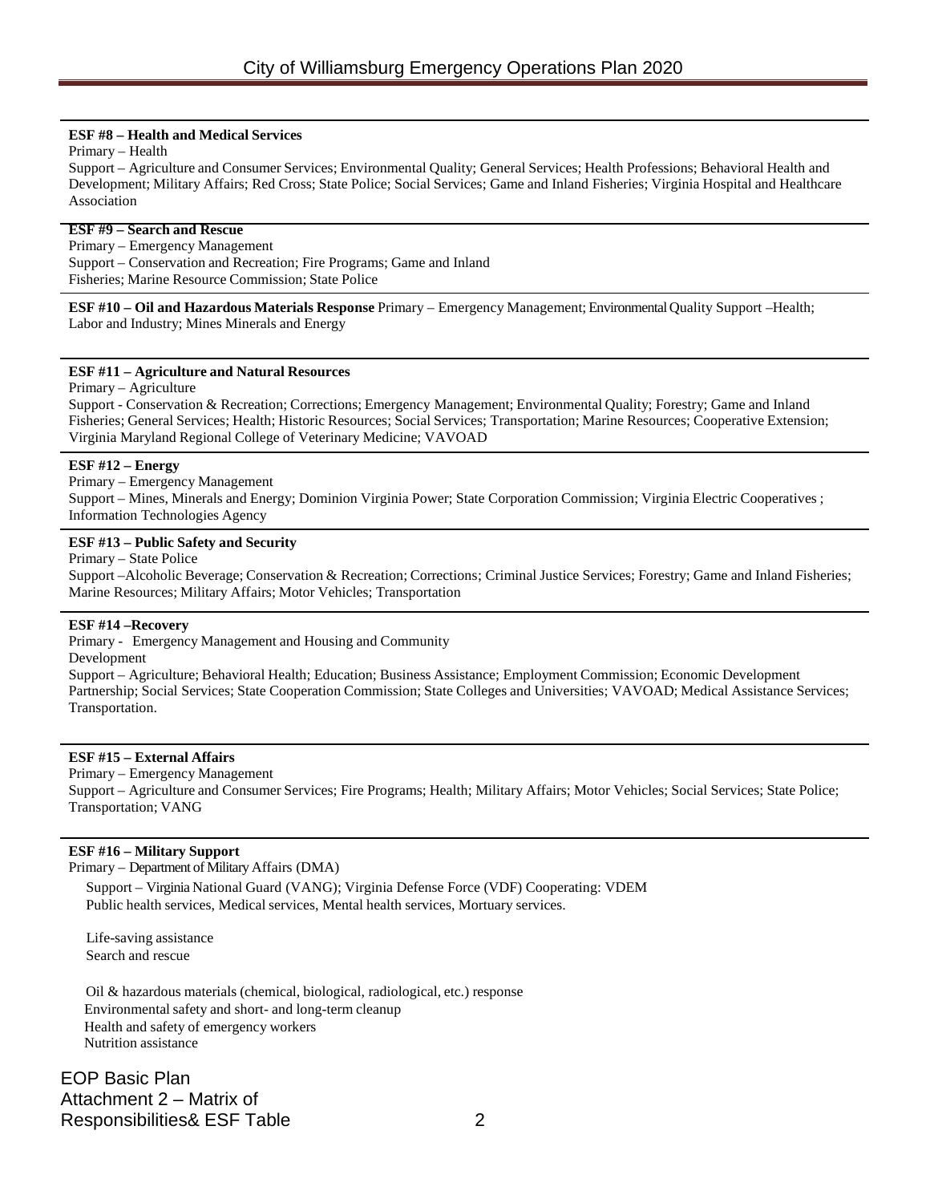**ESF #8 – Health and Medical Services**

Primary – Health

Support – Agriculture and Consumer Services; Environmental Quality; General Services; Health Professions; Behavioral Health and Development; Military Affairs; Red Cross; State Police; Social Services; Game and Inland Fisheries; Virginia Hospital and Healthcare Association

**ESF #9 – Search and Rescue**

Primary – Emergency Management

Support – Conservation and Recreation; Fire Programs; Game and Inland Fisheries; Marine Resource Commission; State Police

**ESF #10 – Oil and Hazardous Materials Response** Primary – Emergency Management; Environmental Quality Support –Health; Labor and Industry; Mines Minerals and Energy

**ESF #11 – Agriculture and Natural Resources**

Primary – Agriculture

Support - Conservation & Recreation; Corrections; Emergency Management; Environmental Quality; Forestry; Game and Inland Fisheries; General Services; Health; Historic Resources; Social Services; Transportation; Marine Resources; Cooperative Extension; Virginia Maryland Regional College of Veterinary Medicine; VAVOAD

**ESF #12 – Energy**

Primary – Emergency Management

Support – Mines, Minerals and Energy; Dominion Virginia Power; State Corporation Commission; Virginia Electric Cooperatives ; Information Technologies Agency

**ESF #13 – Public Safety and Security**

Primary – State Police

Support –Alcoholic Beverage; Conservation & Recreation; Corrections; Criminal Justice Services; Forestry; Game and Inland Fisheries; Marine Resources; Military Affairs; Motor Vehicles; Transportation

**ESF #14 –Recovery**

Primary - Emergency Management and Housing and Community Development

Support – Agriculture; Behavioral Health; Education; Business Assistance; Employment Commission; Economic Development Partnership; Social Services; State Cooperation Commission; State Colleges and Universities; VAVOAD; Medical Assistance Services; Transportation.

**ESF #15 – External Affairs**

Primary – Emergency Management

Support – Agriculture and Consumer Services; Fire Programs; Health; Military Affairs; Motor Vehicles; Social Services; State Police; Transportation; VANG

**ESF #16 – Military Support**

Primary – Department of Military Affairs (DMA)

Support – Virginia National Guard (VANG); Virginia Defense Force (VDF) Cooperating: VDEM
Public health services, Medical services, Mental health services, Mortuary services.

Life-saving assistance
Search and rescue

Oil & hazardous materials (chemical, biological, radiological, etc.) response
Environmental safety and short- and long-term cleanup
Health and safety of emergency workers
Nutrition assistance

EOP Basic Plan
Attachment 2 – Matrix of Responsibilities& ESF Table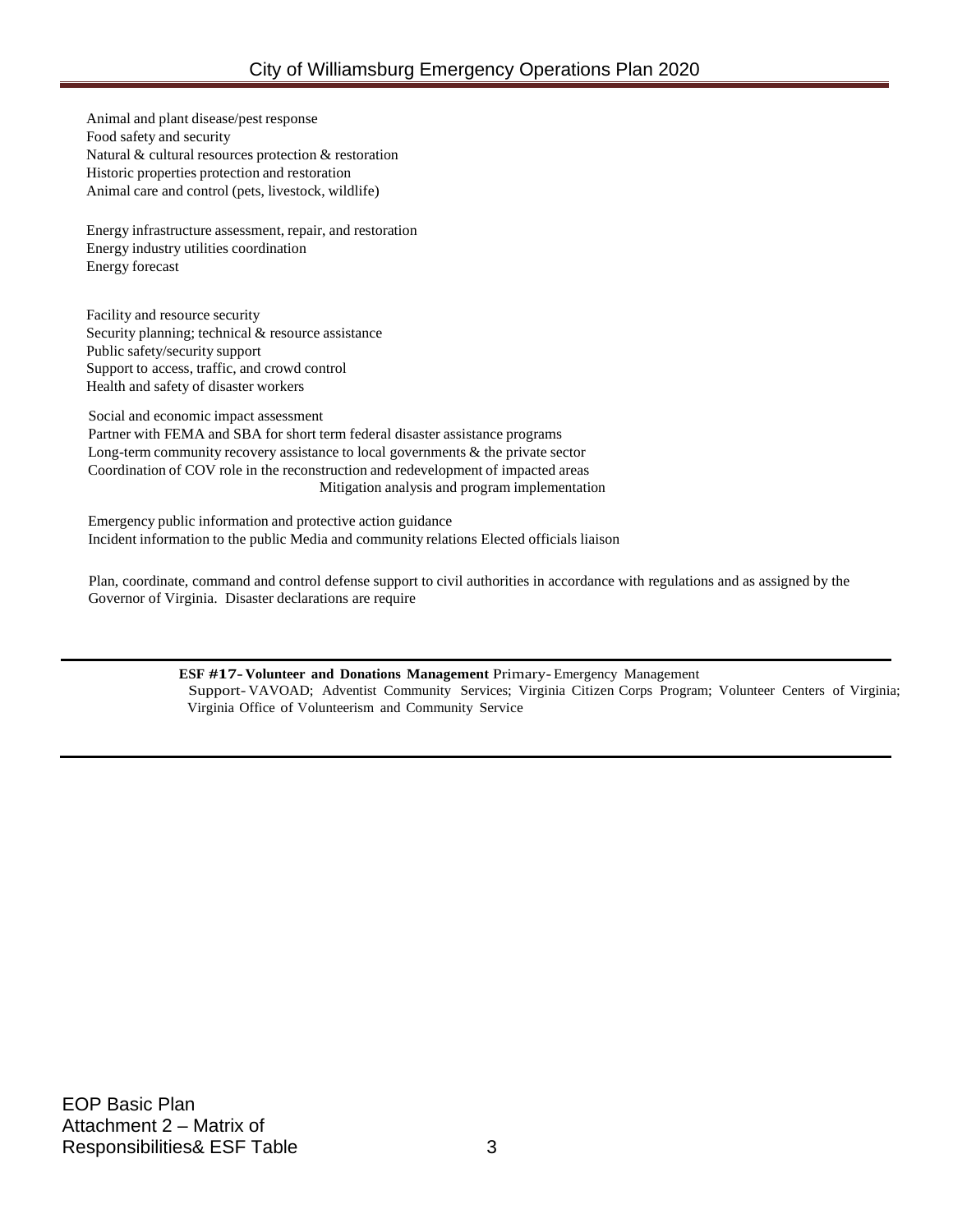Animal and plant disease/pest response
Food safety and security
Natural & cultural resources protection & restoration
Historic properties protection and restoration
Animal care and control (pets, livestock, wildlife)

Energy infrastructure assessment, repair, and restoration
Energy industry utilities coordination
Energy forecast

Facility and resource security
Security planning; technical & resource assistance
Public safety/security support
Support to access, traffic, and crowd control
Health and safety of disaster workers

Social and economic impact assessment
Partner with FEMA and SBA for short term federal disaster assistance programs
Long-term community recovery assistance to local governments & the private sector
Coordination of COV role in the reconstruction and redevelopment of impacted areas
Mitigation analysis and program implementation

Emergency public information and protective action guidance
Incident information to the public Media and community relations Elected officials liaison

Plan, coordinate, command and control defense support to civil authorities in accordance with regulations and as assigned by the Governor of Virginia. Disaster declarations are require

---

**ESF #17- Volunteer and Donations Management** Primary- Emergency Management
Support- VAVOAD; Adventist Community Services; Virginia Citizen Corps Program; Volunteer Centers of Virginia; Virginia Office of Volunteerism and Community Service

---

EOP Basic Plan
Attachment 2 – Matrix of Responsibilities& ESF Table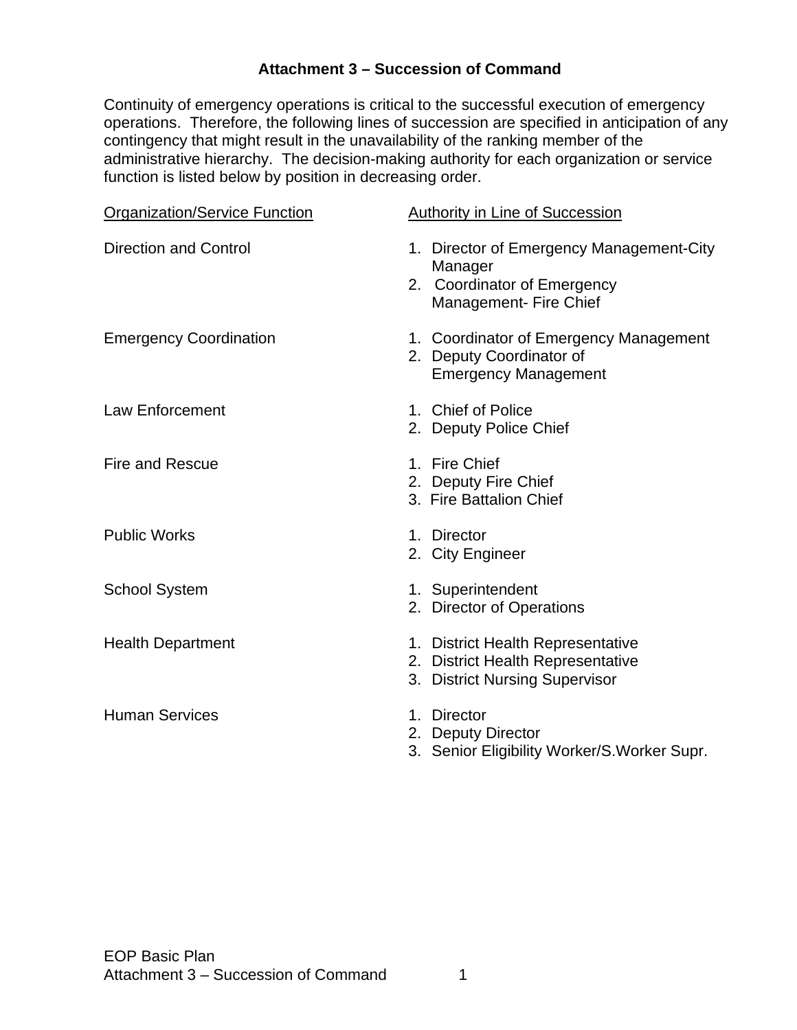# Attachment 3 – Succession of Command

Continuity of emergency operations is critical to the successful execution of emergency operations. Therefore, the following lines of succession are specified in anticipation of any contingency that might result in the unavailability of the ranking member of the administrative hierarchy. The decision-making authority for each organization or service function is listed below by position in decreasing order.

| Organization/Service Function | Authority in Line of Succession |
|---|---|
| Direction and Control | 1. Director of Emergency Management-City Manager<br>2. Coordinator of Emergency Management- Fire Chief |
| Emergency Coordination | 1. Coordinator of Emergency Management<br>2. Deputy Coordinator of Emergency Management |
| Law Enforcement | 1. Chief of Police<br>2. Deputy Police Chief |
| Fire and Rescue | 1. Fire Chief<br>2. Deputy Fire Chief<br>3. Fire Battalion Chief |
| Public Works | 1. Director<br>2. City Engineer |
| School System | 1. Superintendent<br>2. Director of Operations |
| Health Department | 1. District Health Representative<br>2. District Health Representative<br>3. District Nursing Supervisor |
| Human Services | 1. Director<br>2. Deputy Director<br>3. Senior Eligibility Worker/S.Worker Supr. |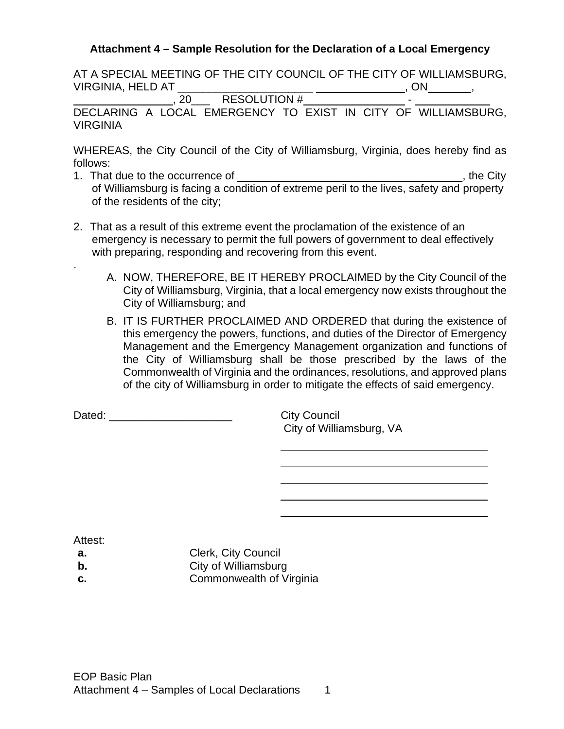### Attachment 4 – Sample Resolution for the Declaration of a Local Emergency

AT A SPECIAL MEETING OF THE CITY COUNCIL OF THE CITY OF WILLIAMSBURG, VIRGINIA, HELD AT ______________________ ______________, ON_______, ________________, 20___ RESOLUTION #________________ - ____________ DECLARING A LOCAL EMERGENCY TO EXIST IN CITY OF WILLIAMSBURG, VIRGINIA

WHEREAS, the City Council of the City of Williamsburg, Virginia, does hereby find as follows:

1. That due to the occurrence of ______________________________________, the City of Williamsburg is facing a condition of extreme peril to the lives, safety and property of the residents of the city;

2. That as a result of this extreme event the proclamation of the existence of an emergency is necessary to permit the full powers of government to deal effectively with preparing, responding and recovering from this event.

.

A. NOW, THEREFORE, BE IT HEREBY PROCLAIMED by the City Council of the City of Williamsburg, Virginia, that a local emergency now exists throughout the City of Williamsburg; and

B. IT IS FURTHER PROCLAIMED AND ORDERED that during the existence of this emergency the powers, functions, and duties of the Director of Emergency Management and the Emergency Management organization and functions of the City of Williamsburg shall be those prescribed by the laws of the Commonwealth of Virginia and the ordinances, resolutions, and approved plans of the city of Williamsburg in order to mitigate the effects of said emergency.

Dated: ____________________

City Council
City of Williamsburg, VA

___________________________________

___________________________________

___________________________________

___________________________________

___________________________________

Attest:

**a.** Clerk, City Council
**b.** City of Williamsburg
**c.** Commonwealth of Virginia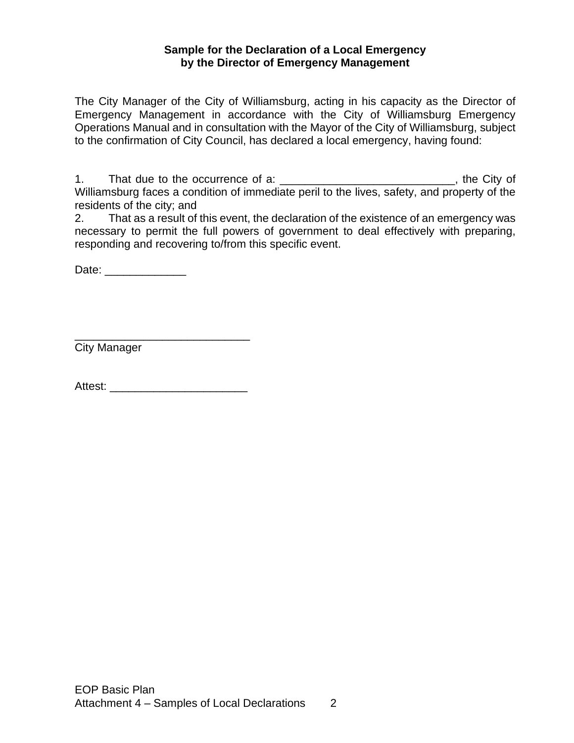**Sample for the Declaration of a Local Emergency by the Director of Emergency Management**

The City Manager of the City of Williamsburg, acting in his capacity as the Director of Emergency Management in accordance with the City of Williamsburg Emergency Operations Manual and in consultation with the Mayor of the City of Williamsburg, subject to the confirmation of City Council, has declared a local emergency, having found:

1. That due to the occurrence of a: ____________________________, the City of Williamsburg faces a condition of immediate peril to the lives, safety, and property of the residents of the city; and
2. That as a result of this event, the declaration of the existence of an emergency was necessary to permit the full powers of government to deal effectively with preparing, responding and recovering to/from this specific event.

Date: _____________

____________________________
City Manager

Attest: ______________________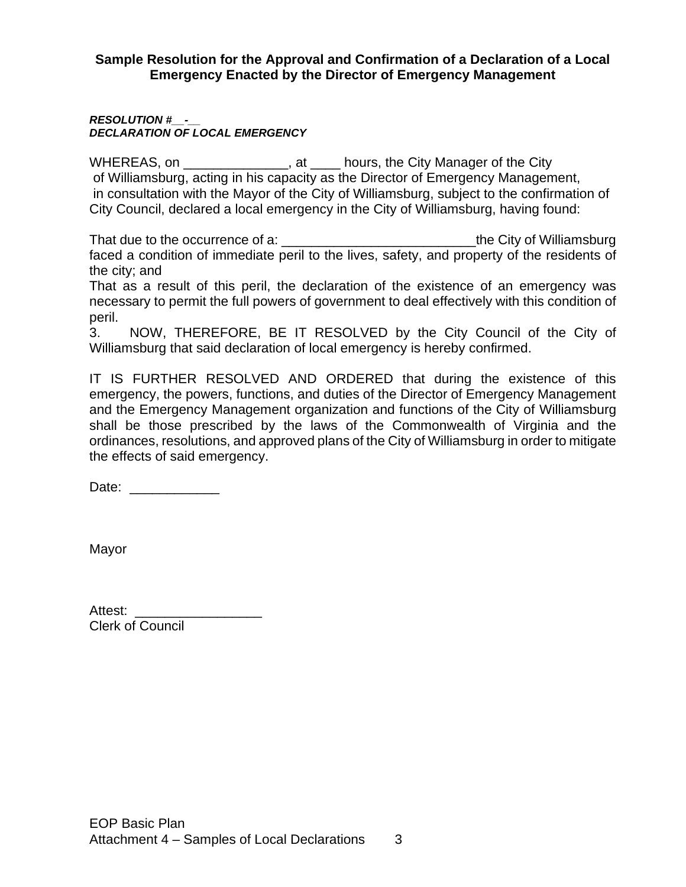## Sample Resolution for the Approval and Confirmation of a Declaration of a Local Emergency Enacted by the Director of Emergency Management

***RESOLUTION #__-__***
***DECLARATION OF LOCAL EMERGENCY***

WHEREAS, on ______________, at ____ hours, the City Manager of the City of Williamsburg, acting in his capacity as the Director of Emergency Management, in consultation with the Mayor of the City of Williamsburg, subject to the confirmation of City Council, declared a local emergency in the City of Williamsburg, having found:

That due to the occurrence of a: __________________________the City of Williamsburg faced a condition of immediate peril to the lives, safety, and property of the residents of the city; and

That as a result of this peril, the declaration of the existence of an emergency was necessary to permit the full powers of government to deal effectively with this condition of peril.

3. NOW, THEREFORE, BE IT RESOLVED by the City Council of the City of Williamsburg that said declaration of local emergency is hereby confirmed.

IT IS FURTHER RESOLVED AND ORDERED that during the existence of this emergency, the powers, functions, and duties of the Director of Emergency Management and the Emergency Management organization and functions of the City of Williamsburg shall be those prescribed by the laws of the Commonwealth of Virginia and the ordinances, resolutions, and approved plans of the City of Williamsburg in order to mitigate the effects of said emergency.

Date: ____________

Mayor

Attest: _________________
Clerk of Council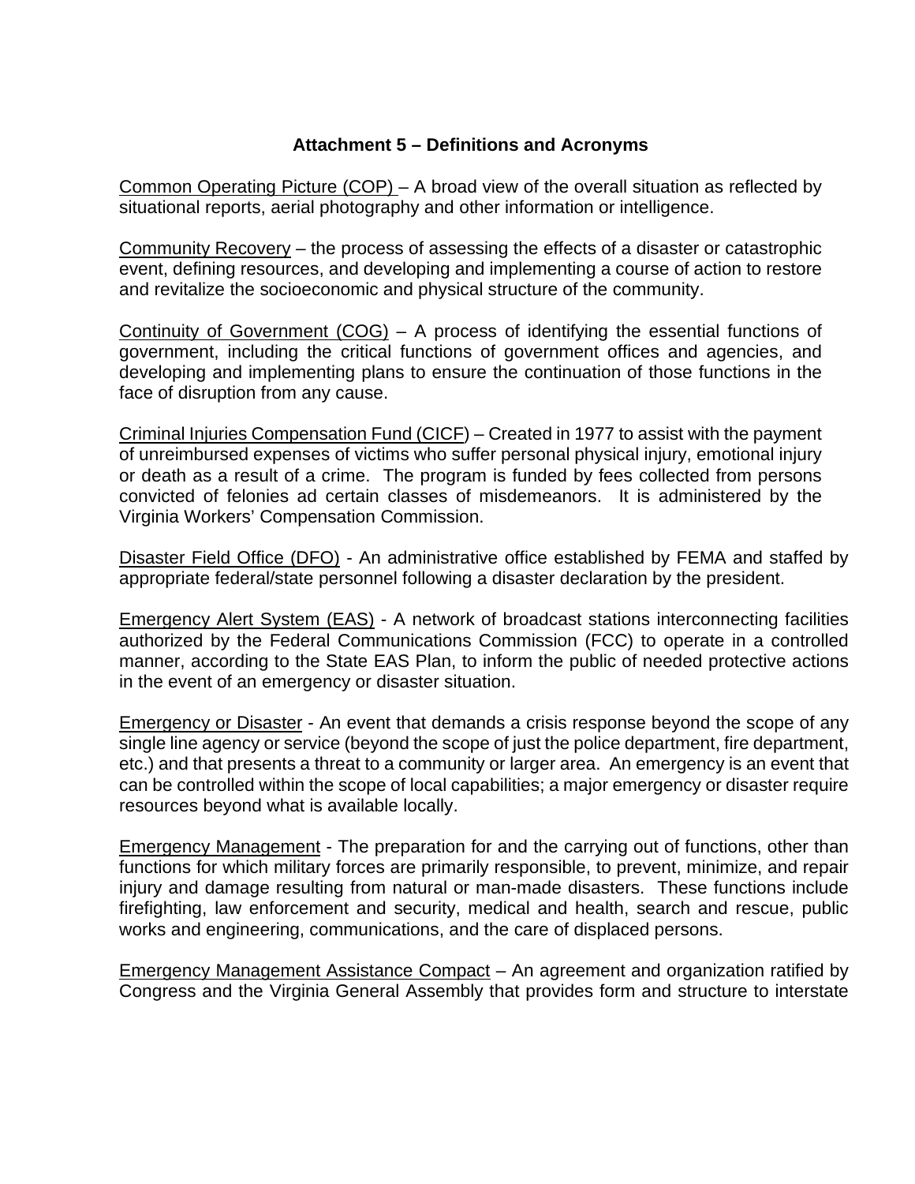## Attachment 5 – Definitions and Acronyms

Common Operating Picture (COP) – A broad view of the overall situation as reflected by situational reports, aerial photography and other information or intelligence.

Community Recovery – the process of assessing the effects of a disaster or catastrophic event, defining resources, and developing and implementing a course of action to restore and revitalize the socioeconomic and physical structure of the community.

Continuity of Government (COG) – A process of identifying the essential functions of government, including the critical functions of government offices and agencies, and developing and implementing plans to ensure the continuation of those functions in the face of disruption from any cause.

Criminal Injuries Compensation Fund (CICF) – Created in 1977 to assist with the payment of unreimbursed expenses of victims who suffer personal physical injury, emotional injury or death as a result of a crime. The program is funded by fees collected from persons convicted of felonies ad certain classes of misdemeanors. It is administered by the Virginia Workers' Compensation Commission.

Disaster Field Office (DFO) - An administrative office established by FEMA and staffed by appropriate federal/state personnel following a disaster declaration by the president.

Emergency Alert System (EAS) - A network of broadcast stations interconnecting facilities authorized by the Federal Communications Commission (FCC) to operate in a controlled manner, according to the State EAS Plan, to inform the public of needed protective actions in the event of an emergency or disaster situation.

Emergency or Disaster - An event that demands a crisis response beyond the scope of any single line agency or service (beyond the scope of just the police department, fire department, etc.) and that presents a threat to a community or larger area. An emergency is an event that can be controlled within the scope of local capabilities; a major emergency or disaster require resources beyond what is available locally.

Emergency Management - The preparation for and the carrying out of functions, other than functions for which military forces are primarily responsible, to prevent, minimize, and repair injury and damage resulting from natural or man-made disasters. These functions include firefighting, law enforcement and security, medical and health, search and rescue, public works and engineering, communications, and the care of displaced persons.

Emergency Management Assistance Compact – An agreement and organization ratified by Congress and the Virginia General Assembly that provides form and structure to interstate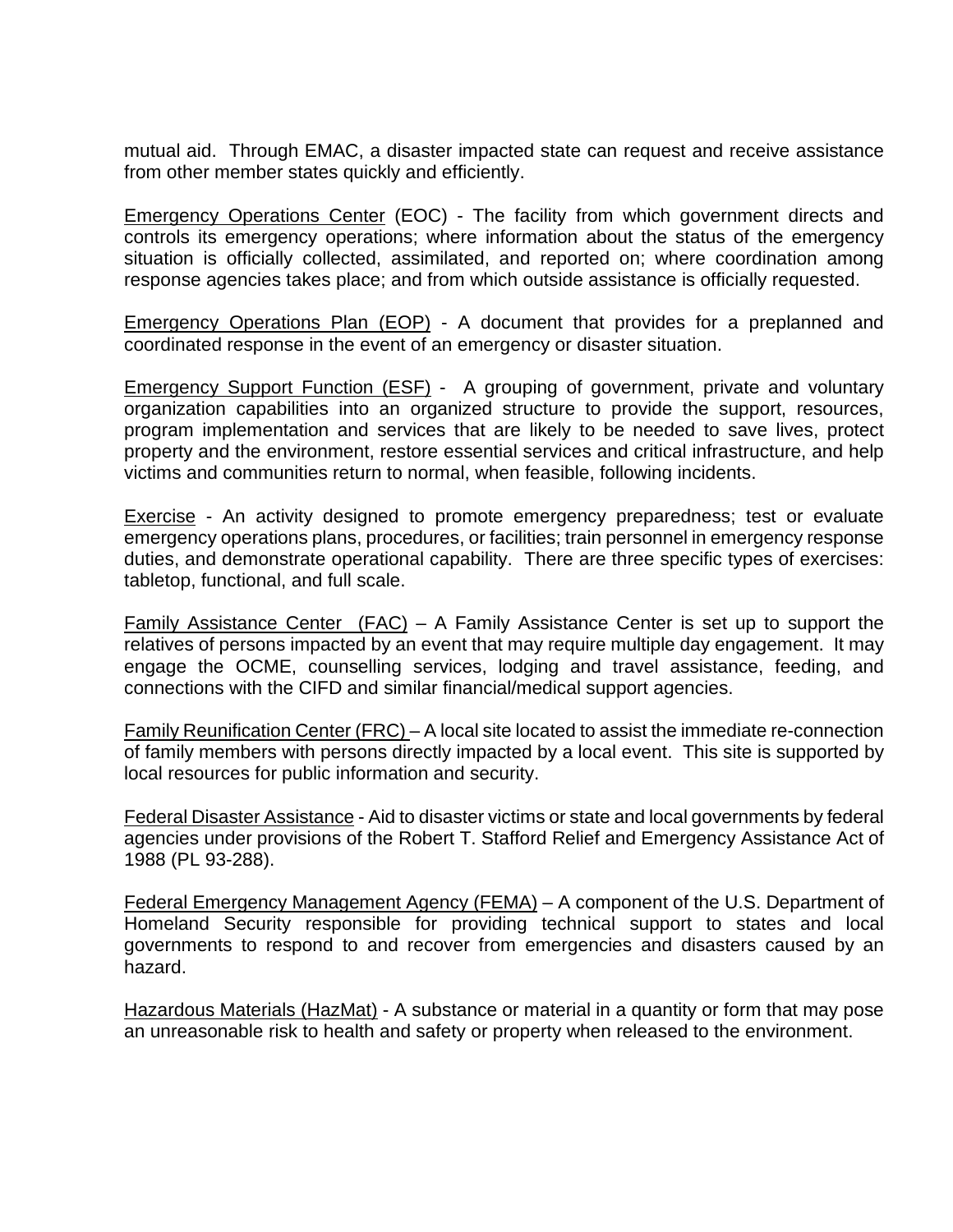mutual aid.  Through EMAC, a disaster impacted state can request and receive assistance from other member states quickly and efficiently.

Emergency Operations Center (EOC) - The facility from which government directs and controls its emergency operations; where information about the status of the emergency situation is officially collected, assimilated, and reported on; where coordination among response agencies takes place; and from which outside assistance is officially requested.

Emergency Operations Plan (EOP) - A document that provides for a preplanned and coordinated response in the event of an emergency or disaster situation.

Emergency Support Function (ESF) -  A grouping of government, private and voluntary organization capabilities into an organized structure to provide the support, resources, program implementation and services that are likely to be needed to save lives, protect property and the environment, restore essential services and critical infrastructure, and help victims and communities return to normal, when feasible, following incidents.

Exercise - An activity designed to promote emergency preparedness; test or evaluate emergency operations plans, procedures, or facilities; train personnel in emergency response duties, and demonstrate operational capability.  There are three specific types of exercises: tabletop, functional, and full scale.

Family Assistance Center  (FAC) – A Family Assistance Center is set up to support the relatives of persons impacted by an event that may require multiple day engagement.  It may engage the OCME, counselling services, lodging and travel assistance, feeding, and connections with the CIFD and similar financial/medical support agencies.

Family Reunification Center (FRC) – A local site located to assist the immediate re-connection of family members with persons directly impacted by a local event.  This site is supported by local resources for public information and security.

Federal Disaster Assistance - Aid to disaster victims or state and local governments by federal agencies under provisions of the Robert T. Stafford Relief and Emergency Assistance Act of 1988 (PL 93-288).

Federal Emergency Management Agency (FEMA) – A component of the U.S. Department of Homeland Security responsible for providing technical support to states and local governments to respond to and recover from emergencies and disasters caused by an hazard.

Hazardous Materials (HazMat) - A substance or material in a quantity or form that may pose an unreasonable risk to health and safety or property when released to the environment.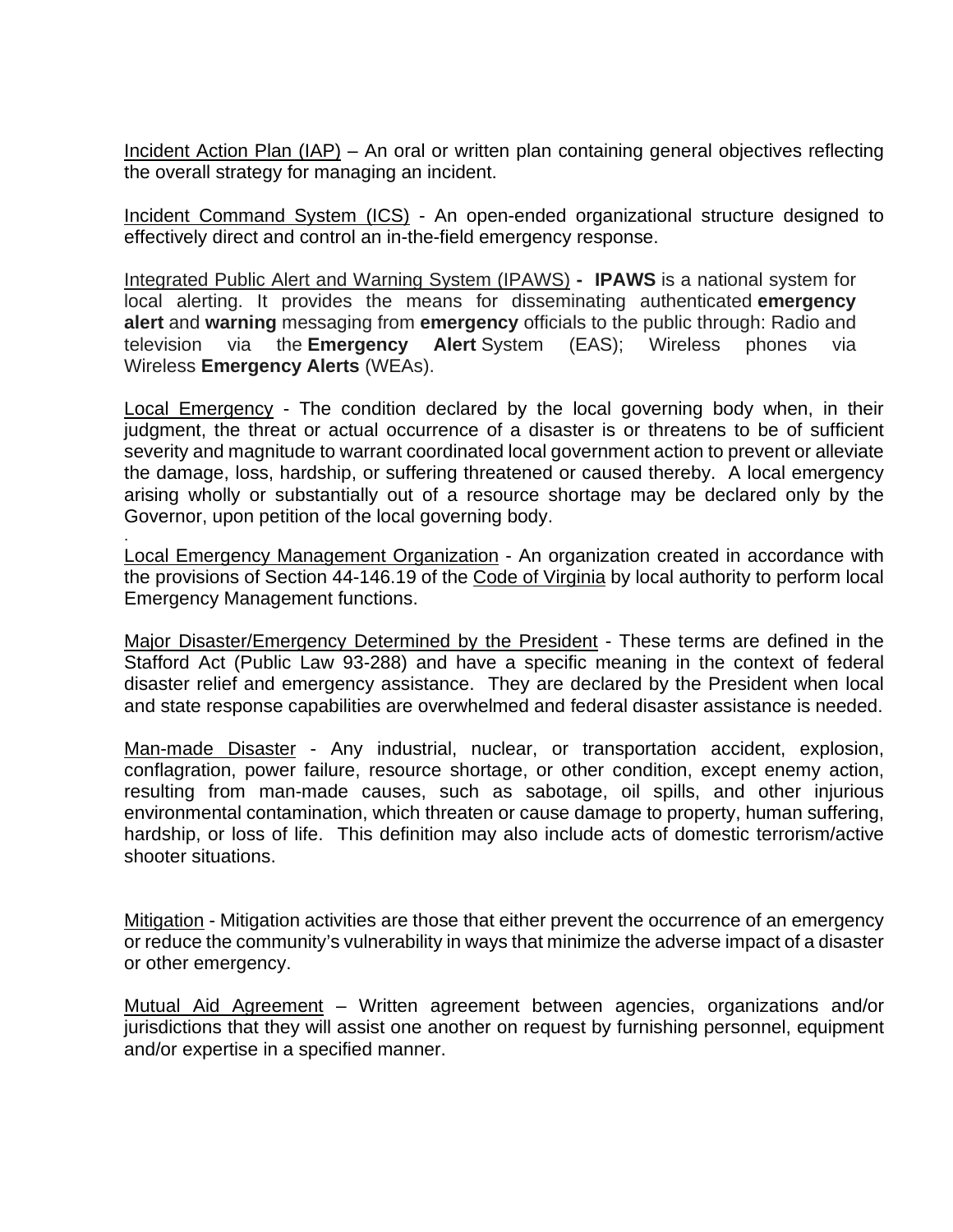Incident Action Plan (IAP) – An oral or written plan containing general objectives reflecting the overall strategy for managing an incident.

Incident Command System (ICS) - An open-ended organizational structure designed to effectively direct and control an in-the-field emergency response.

Integrated Public Alert and Warning System (IPAWS) **- IPAWS** is a national system for local alerting. It provides the means for disseminating authenticated **emergency alert** and **warning** messaging from **emergency** officials to the public through: Radio and television via the **Emergency Alert** System (EAS); Wireless phones via Wireless **Emergency Alerts** (WEAs).

Local Emergency - The condition declared by the local governing body when, in their judgment, the threat or actual occurrence of a disaster is or threatens to be of sufficient severity and magnitude to warrant coordinated local government action to prevent or alleviate the damage, loss, hardship, or suffering threatened or caused thereby. A local emergency arising wholly or substantially out of a resource shortage may be declared only by the Governor, upon petition of the local governing body.

Local Emergency Management Organization - An organization created in accordance with the provisions of Section 44-146.19 of the Code of Virginia by local authority to perform local Emergency Management functions.

Major Disaster/Emergency Determined by the President - These terms are defined in the Stafford Act (Public Law 93-288) and have a specific meaning in the context of federal disaster relief and emergency assistance. They are declared by the President when local and state response capabilities are overwhelmed and federal disaster assistance is needed.

Man-made Disaster - Any industrial, nuclear, or transportation accident, explosion, conflagration, power failure, resource shortage, or other condition, except enemy action, resulting from man-made causes, such as sabotage, oil spills, and other injurious environmental contamination, which threaten or cause damage to property, human suffering, hardship, or loss of life. This definition may also include acts of domestic terrorism/active shooter situations.

Mitigation - Mitigation activities are those that either prevent the occurrence of an emergency or reduce the community's vulnerability in ways that minimize the adverse impact of a disaster or other emergency.

Mutual Aid Agreement – Written agreement between agencies, organizations and/or jurisdictions that they will assist one another on request by furnishing personnel, equipment and/or expertise in a specified manner.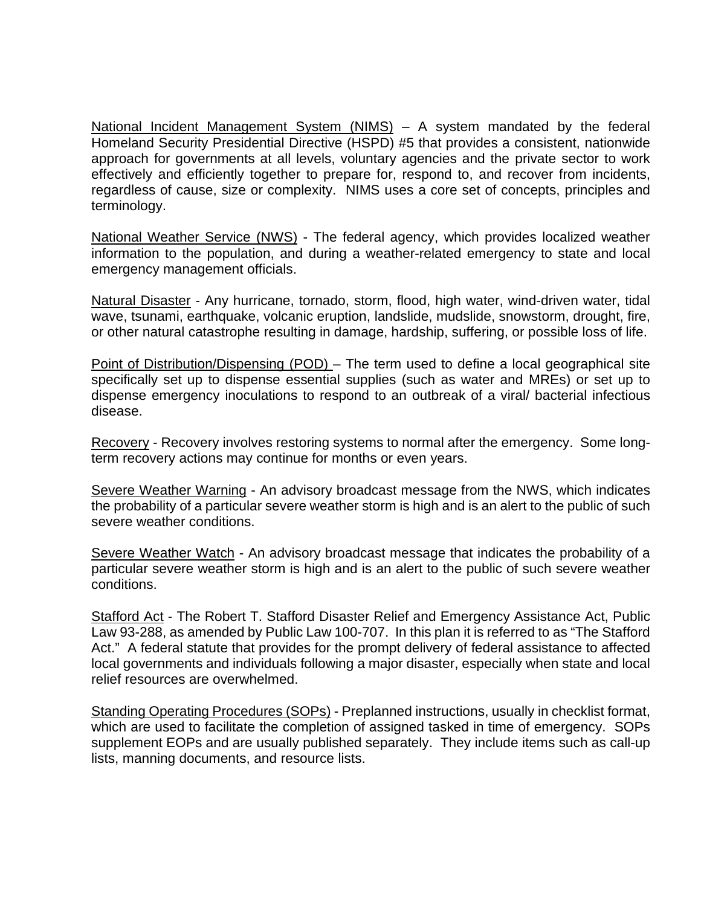National Incident Management System (NIMS) – A system mandated by the federal Homeland Security Presidential Directive (HSPD) #5 that provides a consistent, nationwide approach for governments at all levels, voluntary agencies and the private sector to work effectively and efficiently together to prepare for, respond to, and recover from incidents, regardless of cause, size or complexity. NIMS uses a core set of concepts, principles and terminology.

National Weather Service (NWS) - The federal agency, which provides localized weather information to the population, and during a weather-related emergency to state and local emergency management officials.

Natural Disaster - Any hurricane, tornado, storm, flood, high water, wind-driven water, tidal wave, tsunami, earthquake, volcanic eruption, landslide, mudslide, snowstorm, drought, fire, or other natural catastrophe resulting in damage, hardship, suffering, or possible loss of life.

Point of Distribution/Dispensing (POD) – The term used to define a local geographical site specifically set up to dispense essential supplies (such as water and MREs) or set up to dispense emergency inoculations to respond to an outbreak of a viral/ bacterial infectious disease.

Recovery - Recovery involves restoring systems to normal after the emergency. Some long-term recovery actions may continue for months or even years.

Severe Weather Warning - An advisory broadcast message from the NWS, which indicates the probability of a particular severe weather storm is high and is an alert to the public of such severe weather conditions.

Severe Weather Watch - An advisory broadcast message that indicates the probability of a particular severe weather storm is high and is an alert to the public of such severe weather conditions.

Stafford Act - The Robert T. Stafford Disaster Relief and Emergency Assistance Act, Public Law 93-288, as amended by Public Law 100-707. In this plan it is referred to as "The Stafford Act." A federal statute that provides for the prompt delivery of federal assistance to affected local governments and individuals following a major disaster, especially when state and local relief resources are overwhelmed.

Standing Operating Procedures (SOPs) - Preplanned instructions, usually in checklist format, which are used to facilitate the completion of assigned tasked in time of emergency. SOPs supplement EOPs and are usually published separately. They include items such as call-up lists, manning documents, and resource lists.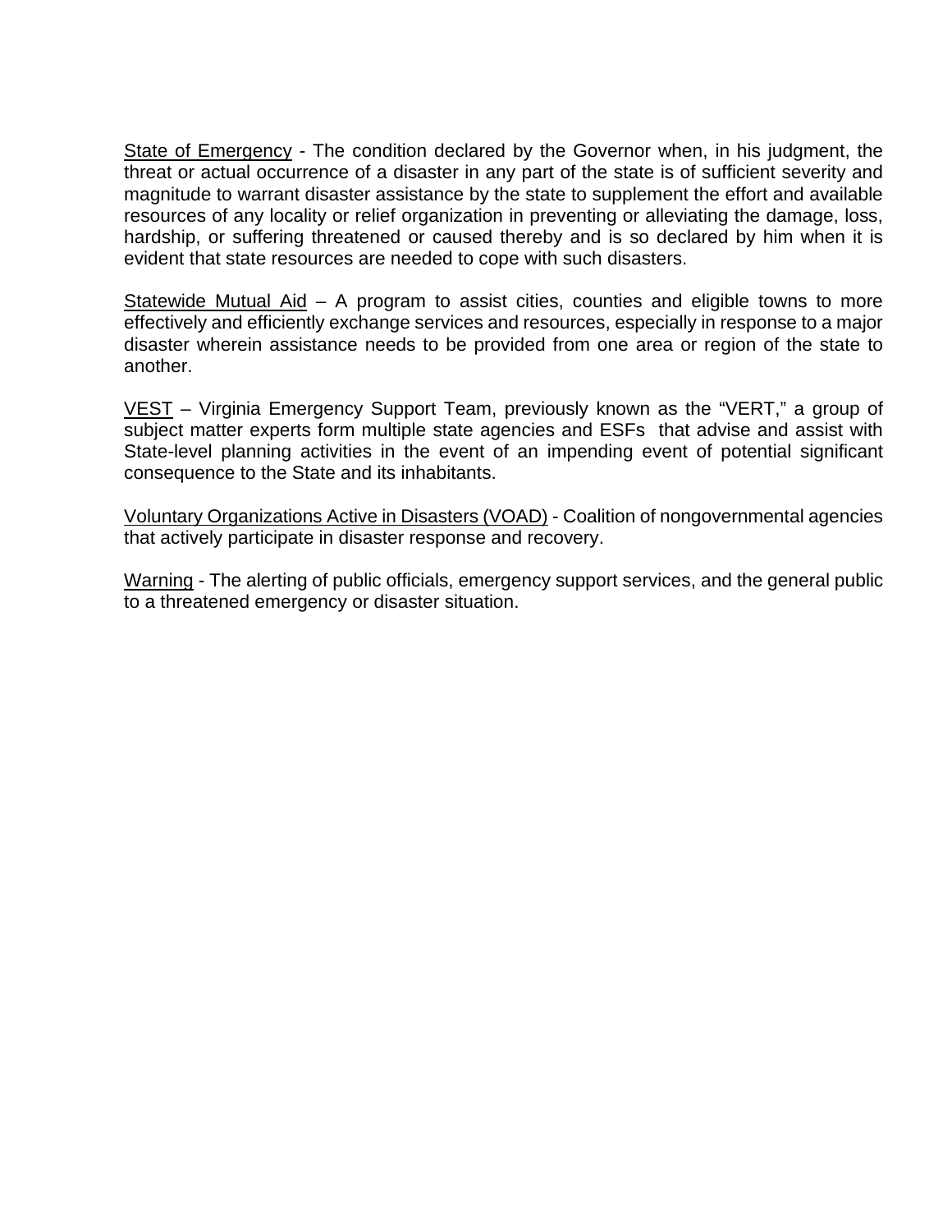State of Emergency - The condition declared by the Governor when, in his judgment, the threat or actual occurrence of a disaster in any part of the state is of sufficient severity and magnitude to warrant disaster assistance by the state to supplement the effort and available resources of any locality or relief organization in preventing or alleviating the damage, loss, hardship, or suffering threatened or caused thereby and is so declared by him when it is evident that state resources are needed to cope with such disasters.

Statewide Mutual Aid – A program to assist cities, counties and eligible towns to more effectively and efficiently exchange services and resources, especially in response to a major disaster wherein assistance needs to be provided from one area or region of the state to another.

VEST – Virginia Emergency Support Team, previously known as the "VERT," a group of subject matter experts form multiple state agencies and ESFs that advise and assist with State-level planning activities in the event of an impending event of potential significant consequence to the State and its inhabitants.

Voluntary Organizations Active in Disasters (VOAD) - Coalition of nongovernmental agencies that actively participate in disaster response and recovery.

Warning - The alerting of public officials, emergency support services, and the general public to a threatened emergency or disaster situation.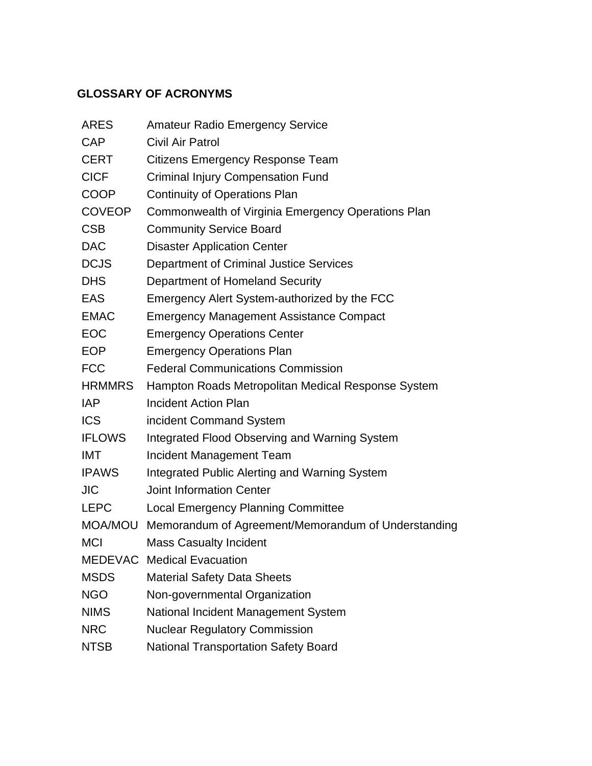## GLOSSARY OF ACRONYMS

| | |
|---|---|
| ARES | Amateur Radio Emergency Service |
| CAP | Civil Air Patrol |
| CERT | Citizens Emergency Response Team |
| CICF | Criminal Injury Compensation Fund |
| COOP | Continuity of Operations Plan |
| COVEOP | Commonwealth of Virginia Emergency Operations Plan |
| CSB | Community Service Board |
| DAC | Disaster Application Center |
| DCJS | Department of Criminal Justice Services |
| DHS | Department of Homeland Security |
| EAS | Emergency Alert System-authorized by the FCC |
| EMAC | Emergency Management Assistance Compact |
| EOC | Emergency Operations Center |
| EOP | Emergency Operations Plan |
| FCC | Federal Communications Commission |
| HRMMRS | Hampton Roads Metropolitan Medical Response System |
| IAP | Incident Action Plan |
| ICS | incident Command System |
| IFLOWS | Integrated Flood Observing and Warning System |
| IMT | Incident Management Team |
| IPAWS | Integrated Public Alerting and Warning System |
| JIC | Joint Information Center |
| LEPC | Local Emergency Planning Committee |
| MOA/MOU | Memorandum of Agreement/Memorandum of Understanding |
| MCI | Mass Casualty Incident |
| MEDEVAC | Medical Evacuation |
| MSDS | Material Safety Data Sheets |
| NGO | Non-governmental Organization |
| NIMS | National Incident Management System |
| NRC | Nuclear Regulatory Commission |
| NTSB | National Transportation Safety Board |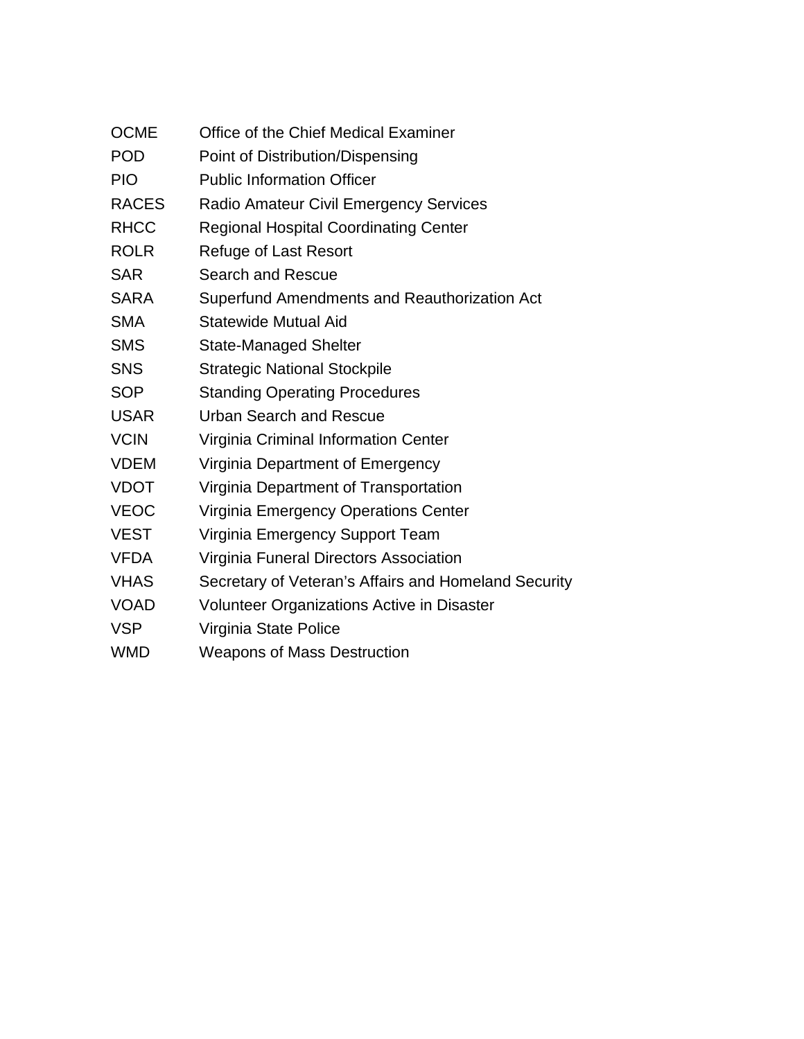| | |
|---|---|
| OCME | Office of the Chief Medical Examiner |
| POD | Point of Distribution/Dispensing |
| PIO | Public Information Officer |
| RACES | Radio Amateur Civil Emergency Services |
| RHCC | Regional Hospital Coordinating Center |
| ROLR | Refuge of Last Resort |
| SAR | Search and Rescue |
| SARA | Superfund Amendments and Reauthorization Act |
| SMA | Statewide Mutual Aid |
| SMS | State-Managed Shelter |
| SNS | Strategic National Stockpile |
| SOP | Standing Operating Procedures |
| USAR | Urban Search and Rescue |
| VCIN | Virginia Criminal Information Center |
| VDEM | Virginia Department of Emergency |
| VDOT | Virginia Department of Transportation |
| VEOC | Virginia Emergency Operations Center |
| VEST | Virginia Emergency Support Team |
| VFDA | Virginia Funeral Directors Association |
| VHAS | Secretary of Veteran's Affairs and Homeland Security |
| VOAD | Volunteer Organizations Active in Disaster |
| VSP | Virginia State Police |
| WMD | Weapons of Mass Destruction |